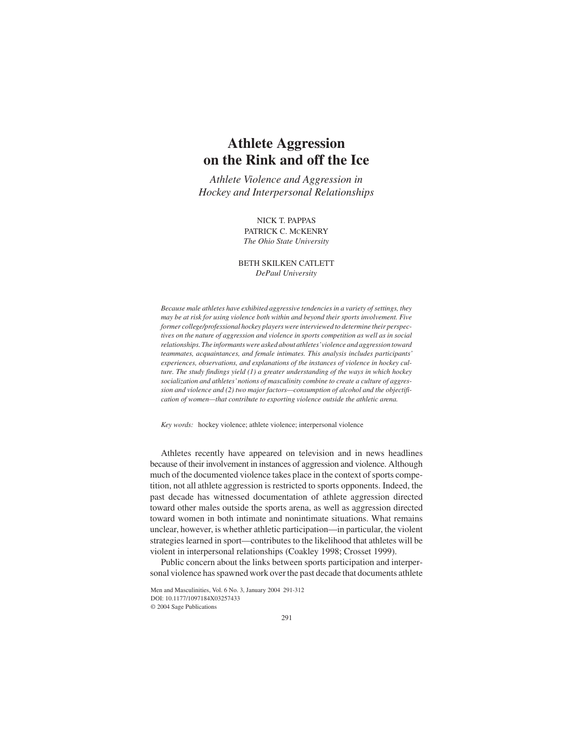# Athlete Aggression on the Rink and off the Ice

*Athlete Violence and Aggression in Hockey and Interpersonal Relationships*

NICK T. PAPPAS
PATRICK C. MCKENRY
*The Ohio State University*

BETH SKILKEN CATLETT
*DePaul University*

*Because male athletes have exhibited aggressive tendencies in a variety of settings, they may be at risk for using violence both within and beyond their sports involvement. Five former college/professional hockey players were interviewed to determine their perspectives on the nature of aggression and violence in sports competition as well as in social relationships. The informants were asked about athletes' violence and aggression toward teammates, acquaintances, and female intimates. This analysis includes participants' experiences, observations, and explanations of the instances of violence in hockey culture. The study findings yield (1) a greater understanding of the ways in which hockey socialization and athletes' notions of masculinity combine to create a culture of aggression and violence and (2) two major factors—consumption of alcohol and the objectification of women—that contribute to exporting violence outside the athletic arena.*

*Key words:* hockey violence; athlete violence; interpersonal violence

Athletes recently have appeared on television and in news headlines because of their involvement in instances of aggression and violence. Although much of the documented violence takes place in the context of sports competition, not all athlete aggression is restricted to sports opponents. Indeed, the past decade has witnessed documentation of athlete aggression directed toward other males outside the sports arena, as well as aggression directed toward women in both intimate and nonintimate situations. What remains unclear, however, is whether athletic participation—in particular, the violent strategies learned in sport—contributes to the likelihood that athletes will be violent in interpersonal relationships (Coakley 1998; Crosset 1999).

Public concern about the links between sports participation and interpersonal violence has spawned work over the past decade that documents athlete

Men and Masculinities, Vol. 6 No. 3, January 2004 291-312
DOI: 10.1177/1097184X03257433
© 2004 Sage Publications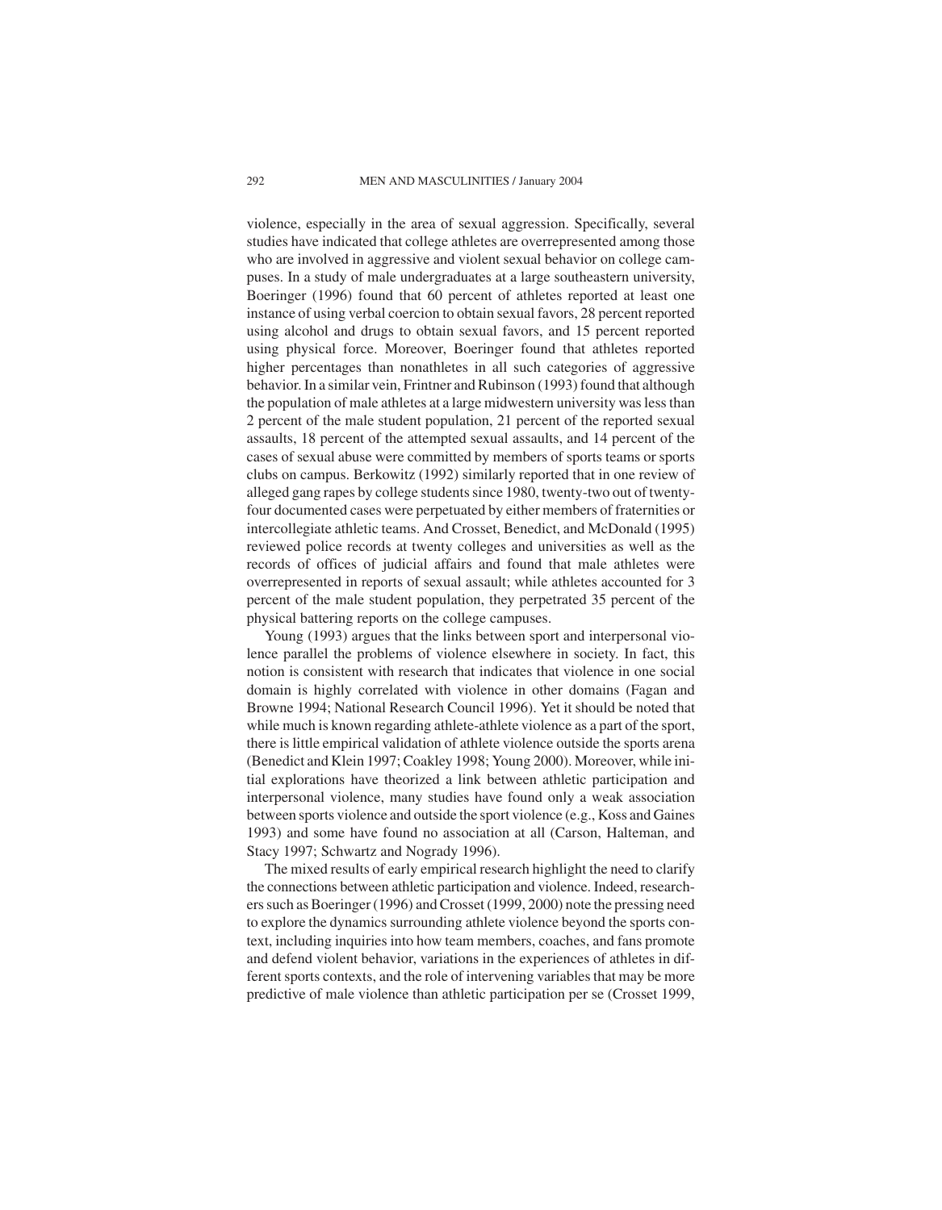violence, especially in the area of sexual aggression. Specifically, several studies have indicated that college athletes are overrepresented among those who are involved in aggressive and violent sexual behavior on college campuses. In a study of male undergraduates at a large southeastern university, Boeringer (1996) found that 60 percent of athletes reported at least one instance of using verbal coercion to obtain sexual favors, 28 percent reported using alcohol and drugs to obtain sexual favors, and 15 percent reported using physical force. Moreover, Boeringer found that athletes reported higher percentages than nonathletes in all such categories of aggressive behavior. In a similar vein, Frintner and Rubinson (1993) found that although the population of male athletes at a large midwestern university was less than 2 percent of the male student population, 21 percent of the reported sexual assaults, 18 percent of the attempted sexual assaults, and 14 percent of the cases of sexual abuse were committed by members of sports teams or sports clubs on campus. Berkowitz (1992) similarly reported that in one review of alleged gang rapes by college students since 1980, twenty-two out of twenty-four documented cases were perpetuated by either members of fraternities or intercollegiate athletic teams. And Crosset, Benedict, and McDonald (1995) reviewed police records at twenty colleges and universities as well as the records of offices of judicial affairs and found that male athletes were overrepresented in reports of sexual assault; while athletes accounted for 3 percent of the male student population, they perpetrated 35 percent of the physical battering reports on the college campuses.

Young (1993) argues that the links between sport and interpersonal violence parallel the problems of violence elsewhere in society. In fact, this notion is consistent with research that indicates that violence in one social domain is highly correlated with violence in other domains (Fagan and Browne 1994; National Research Council 1996). Yet it should be noted that while much is known regarding athlete-athlete violence as a part of the sport, there is little empirical validation of athlete violence outside the sports arena (Benedict and Klein 1997; Coakley 1998; Young 2000). Moreover, while initial explorations have theorized a link between athletic participation and interpersonal violence, many studies have found only a weak association between sports violence and outside the sport violence (e.g., Koss and Gaines 1993) and some have found no association at all (Carson, Halteman, and Stacy 1997; Schwartz and Nogrady 1996).

The mixed results of early empirical research highlight the need to clarify the connections between athletic participation and violence. Indeed, researchers such as Boeringer (1996) and Crosset (1999, 2000) note the pressing need to explore the dynamics surrounding athlete violence beyond the sports context, including inquiries into how team members, coaches, and fans promote and defend violent behavior, variations in the experiences of athletes in different sports contexts, and the role of intervening variables that may be more predictive of male violence than athletic participation per se (Crosset 1999,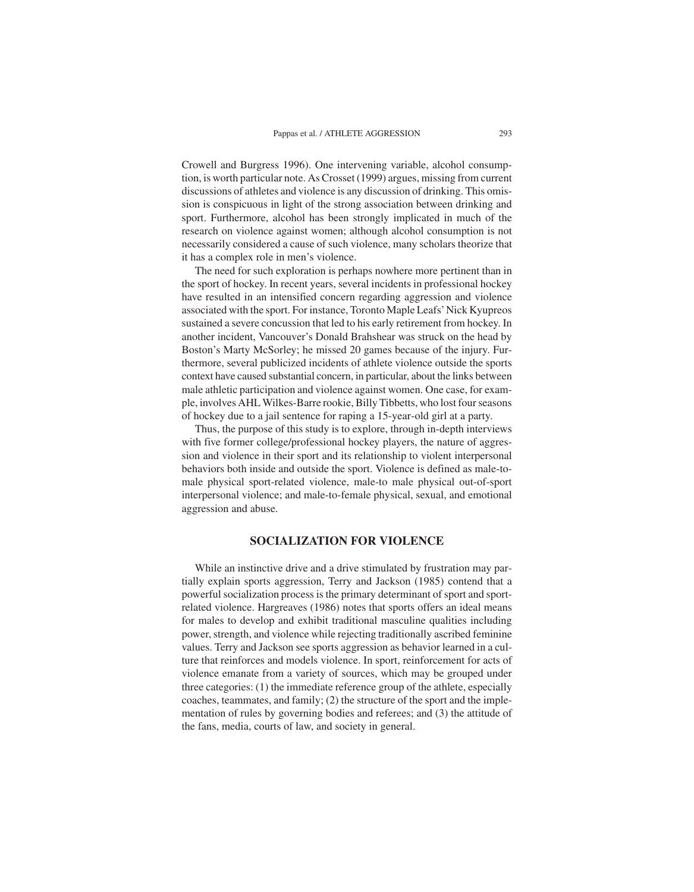Crowell and Burgress 1996). One intervening variable, alcohol consumption, is worth particular note. As Crosset (1999) argues, missing from current discussions of athletes and violence is any discussion of drinking. This omission is conspicuous in light of the strong association between drinking and sport. Furthermore, alcohol has been strongly implicated in much of the research on violence against women; although alcohol consumption is not necessarily considered a cause of such violence, many scholars theorize that it has a complex role in men's violence.

The need for such exploration is perhaps nowhere more pertinent than in the sport of hockey. In recent years, several incidents in professional hockey have resulted in an intensified concern regarding aggression and violence associated with the sport. For instance, Toronto Maple Leafs' Nick Kyupreos sustained a severe concussion that led to his early retirement from hockey. In another incident, Vancouver's Donald Brahshear was struck on the head by Boston's Marty McSorley; he missed 20 games because of the injury. Furthermore, several publicized incidents of athlete violence outside the sports context have caused substantial concern, in particular, about the links between male athletic participation and violence against women. One case, for example, involves AHL Wilkes-Barre rookie, Billy Tibbetts, who lost four seasons of hockey due to a jail sentence for raping a 15-year-old girl at a party.

Thus, the purpose of this study is to explore, through in-depth interviews with five former college/professional hockey players, the nature of aggression and violence in their sport and its relationship to violent interpersonal behaviors both inside and outside the sport. Violence is defined as male-to-male physical sport-related violence, male-to male physical out-of-sport interpersonal violence; and male-to-female physical, sexual, and emotional aggression and abuse.

## SOCIALIZATION FOR VIOLENCE

While an instinctive drive and a drive stimulated by frustration may partially explain sports aggression, Terry and Jackson (1985) contend that a powerful socialization process is the primary determinant of sport and sport-related violence. Hargreaves (1986) notes that sports offers an ideal means for males to develop and exhibit traditional masculine qualities including power, strength, and violence while rejecting traditionally ascribed feminine values. Terry and Jackson see sports aggression as behavior learned in a culture that reinforces and models violence. In sport, reinforcement for acts of violence emanate from a variety of sources, which may be grouped under three categories: (1) the immediate reference group of the athlete, especially coaches, teammates, and family; (2) the structure of the sport and the implementation of rules by governing bodies and referees; and (3) the attitude of the fans, media, courts of law, and society in general.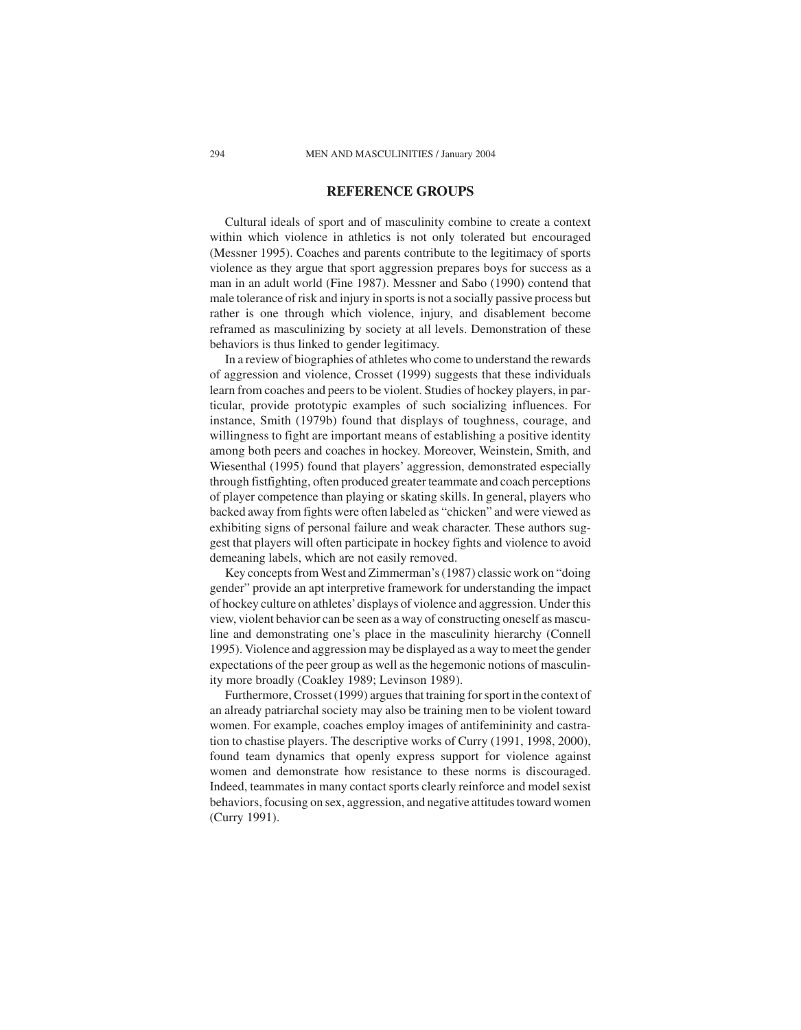## REFERENCE GROUPS

Cultural ideals of sport and of masculinity combine to create a context within which violence in athletics is not only tolerated but encouraged (Messner 1995). Coaches and parents contribute to the legitimacy of sports violence as they argue that sport aggression prepares boys for success as a man in an adult world (Fine 1987). Messner and Sabo (1990) contend that male tolerance of risk and injury in sports is not a socially passive process but rather is one through which violence, injury, and disablement become reframed as masculinizing by society at all levels. Demonstration of these behaviors is thus linked to gender legitimacy.

In a review of biographies of athletes who come to understand the rewards of aggression and violence, Crosset (1999) suggests that these individuals learn from coaches and peers to be violent. Studies of hockey players, in particular, provide prototypic examples of such socializing influences. For instance, Smith (1979b) found that displays of toughness, courage, and willingness to fight are important means of establishing a positive identity among both peers and coaches in hockey. Moreover, Weinstein, Smith, and Wiesenthal (1995) found that players' aggression, demonstrated especially through fistfighting, often produced greater teammate and coach perceptions of player competence than playing or skating skills. In general, players who backed away from fights were often labeled as "chicken" and were viewed as exhibiting signs of personal failure and weak character. These authors suggest that players will often participate in hockey fights and violence to avoid demeaning labels, which are not easily removed.

Key concepts from West and Zimmerman's (1987) classic work on "doing gender" provide an apt interpretive framework for understanding the impact of hockey culture on athletes' displays of violence and aggression. Under this view, violent behavior can be seen as a way of constructing oneself as masculine and demonstrating one's place in the masculinity hierarchy (Connell 1995). Violence and aggression may be displayed as a way to meet the gender expectations of the peer group as well as the hegemonic notions of masculinity more broadly (Coakley 1989; Levinson 1989).

Furthermore, Crosset (1999) argues that training for sport in the context of an already patriarchal society may also be training men to be violent toward women. For example, coaches employ images of antifemininity and castration to chastise players. The descriptive works of Curry (1991, 1998, 2000), found team dynamics that openly express support for violence against women and demonstrate how resistance to these norms is discouraged. Indeed, teammates in many contact sports clearly reinforce and model sexist behaviors, focusing on sex, aggression, and negative attitudes toward women (Curry 1991).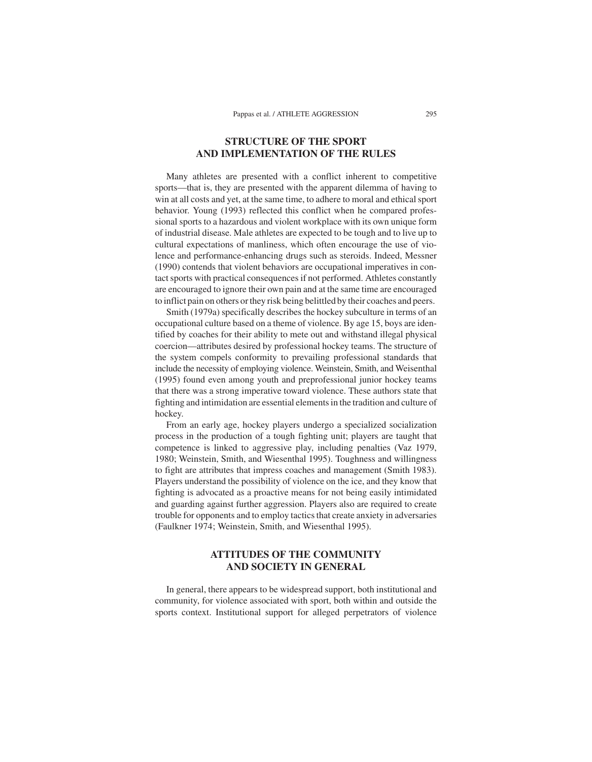## STRUCTURE OF THE SPORT AND IMPLEMENTATION OF THE RULES

Many athletes are presented with a conflict inherent to competitive sports—that is, they are presented with the apparent dilemma of having to win at all costs and yet, at the same time, to adhere to moral and ethical sport behavior. Young (1993) reflected this conflict when he compared professional sports to a hazardous and violent workplace with its own unique form of industrial disease. Male athletes are expected to be tough and to live up to cultural expectations of manliness, which often encourage the use of violence and performance-enhancing drugs such as steroids. Indeed, Messner (1990) contends that violent behaviors are occupational imperatives in contact sports with practical consequences if not performed. Athletes constantly are encouraged to ignore their own pain and at the same time are encouraged to inflict pain on others or they risk being belittled by their coaches and peers.

Smith (1979a) specifically describes the hockey subculture in terms of an occupational culture based on a theme of violence. By age 15, boys are identified by coaches for their ability to mete out and withstand illegal physical coercion—attributes desired by professional hockey teams. The structure of the system compels conformity to prevailing professional standards that include the necessity of employing violence. Weinstein, Smith, and Weisenthal (1995) found even among youth and preprofessional junior hockey teams that there was a strong imperative toward violence. These authors state that fighting and intimidation are essential elements in the tradition and culture of hockey.

From an early age, hockey players undergo a specialized socialization process in the production of a tough fighting unit; players are taught that competence is linked to aggressive play, including penalties (Vaz 1979, 1980; Weinstein, Smith, and Wiesenthal 1995). Toughness and willingness to fight are attributes that impress coaches and management (Smith 1983). Players understand the possibility of violence on the ice, and they know that fighting is advocated as a proactive means for not being easily intimidated and guarding against further aggression. Players also are required to create trouble for opponents and to employ tactics that create anxiety in adversaries (Faulkner 1974; Weinstein, Smith, and Wiesenthal 1995).

## ATTITUDES OF THE COMMUNITY AND SOCIETY IN GENERAL

In general, there appears to be widespread support, both institutional and community, for violence associated with sport, both within and outside the sports context. Institutional support for alleged perpetrators of violence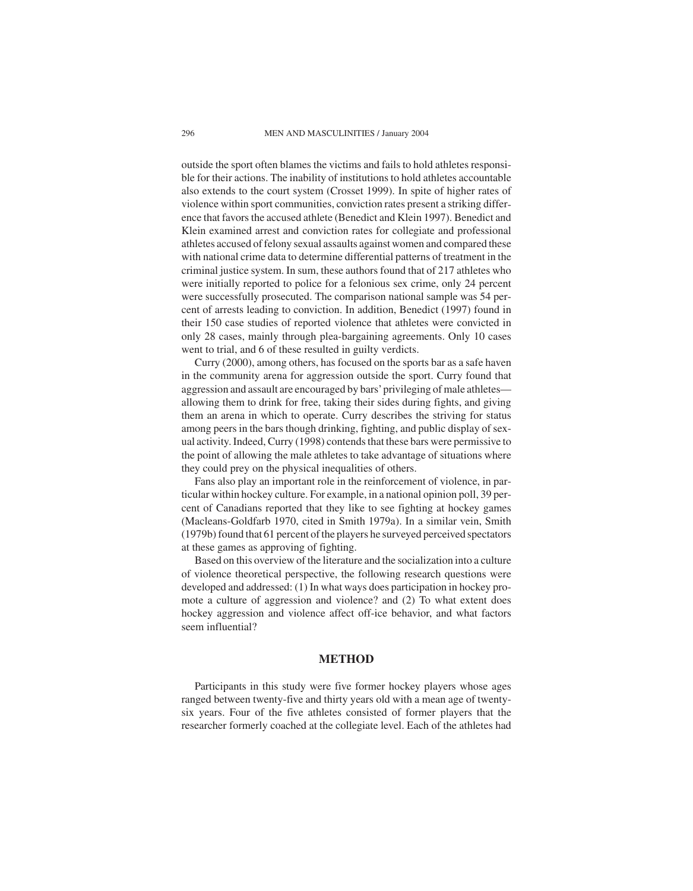outside the sport often blames the victims and fails to hold athletes responsible for their actions. The inability of institutions to hold athletes accountable also extends to the court system (Crosset 1999). In spite of higher rates of violence within sport communities, conviction rates present a striking difference that favors the accused athlete (Benedict and Klein 1997). Benedict and Klein examined arrest and conviction rates for collegiate and professional athletes accused of felony sexual assaults against women and compared these with national crime data to determine differential patterns of treatment in the criminal justice system. In sum, these authors found that of 217 athletes who were initially reported to police for a felonious sex crime, only 24 percent were successfully prosecuted. The comparison national sample was 54 percent of arrests leading to conviction. In addition, Benedict (1997) found in their 150 case studies of reported violence that athletes were convicted in only 28 cases, mainly through plea-bargaining agreements. Only 10 cases went to trial, and 6 of these resulted in guilty verdicts.

Curry (2000), among others, has focused on the sports bar as a safe haven in the community arena for aggression outside the sport. Curry found that aggression and assault are encouraged by bars' privileging of male athletes—allowing them to drink for free, taking their sides during fights, and giving them an arena in which to operate. Curry describes the striving for status among peers in the bars though drinking, fighting, and public display of sexual activity. Indeed, Curry (1998) contends that these bars were permissive to the point of allowing the male athletes to take advantage of situations where they could prey on the physical inequalities of others.

Fans also play an important role in the reinforcement of violence, in particular within hockey culture. For example, in a national opinion poll, 39 percent of Canadians reported that they like to see fighting at hockey games (Macleans-Goldfarb 1970, cited in Smith 1979a). In a similar vein, Smith (1979b) found that 61 percent of the players he surveyed perceived spectators at these games as approving of fighting.

Based on this overview of the literature and the socialization into a culture of violence theoretical perspective, the following research questions were developed and addressed: (1) In what ways does participation in hockey promote a culture of aggression and violence? and (2) To what extent does hockey aggression and violence affect off-ice behavior, and what factors seem influential?

## METHOD

Participants in this study were five former hockey players whose ages ranged between twenty-five and thirty years old with a mean age of twenty-six years. Four of the five athletes consisted of former players that the researcher formerly coached at the collegiate level. Each of the athletes had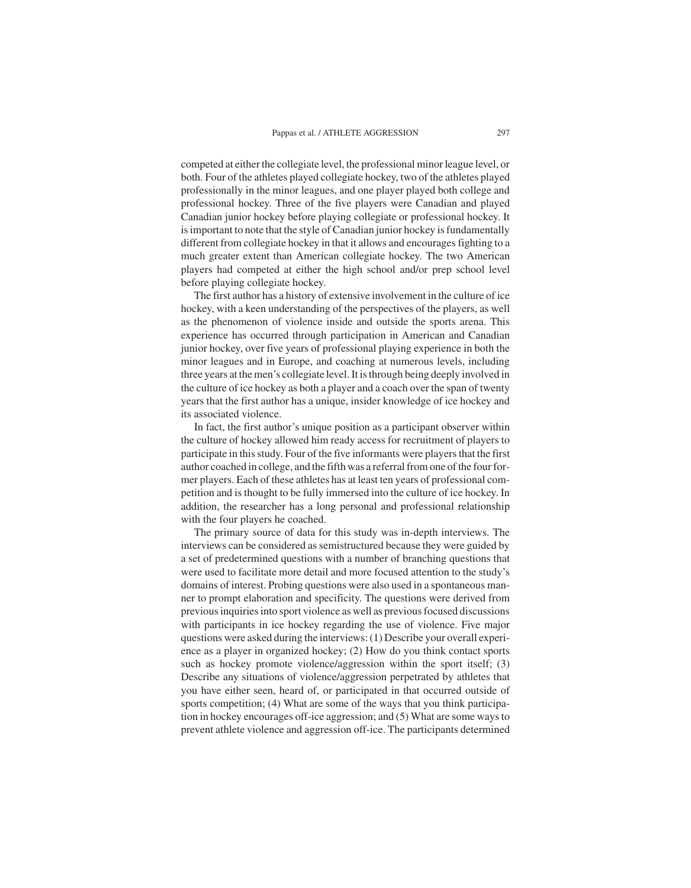competed at either the collegiate level, the professional minor league level, or both. Four of the athletes played collegiate hockey, two of the athletes played professionally in the minor leagues, and one player played both college and professional hockey. Three of the five players were Canadian and played Canadian junior hockey before playing collegiate or professional hockey. It is important to note that the style of Canadian junior hockey is fundamentally different from collegiate hockey in that it allows and encourages fighting to a much greater extent than American collegiate hockey. The two American players had competed at either the high school and/or prep school level before playing collegiate hockey.

The first author has a history of extensive involvement in the culture of ice hockey, with a keen understanding of the perspectives of the players, as well as the phenomenon of violence inside and outside the sports arena. This experience has occurred through participation in American and Canadian junior hockey, over five years of professional playing experience in both the minor leagues and in Europe, and coaching at numerous levels, including three years at the men's collegiate level. It is through being deeply involved in the culture of ice hockey as both a player and a coach over the span of twenty years that the first author has a unique, insider knowledge of ice hockey and its associated violence.

In fact, the first author's unique position as a participant observer within the culture of hockey allowed him ready access for recruitment of players to participate in this study. Four of the five informants were players that the first author coached in college, and the fifth was a referral from one of the four former players. Each of these athletes has at least ten years of professional competition and is thought to be fully immersed into the culture of ice hockey. In addition, the researcher has a long personal and professional relationship with the four players he coached.

The primary source of data for this study was in-depth interviews. The interviews can be considered as semistructured because they were guided by a set of predetermined questions with a number of branching questions that were used to facilitate more detail and more focused attention to the study's domains of interest. Probing questions were also used in a spontaneous manner to prompt elaboration and specificity. The questions were derived from previous inquiries into sport violence as well as previous focused discussions with participants in ice hockey regarding the use of violence. Five major questions were asked during the interviews: (1) Describe your overall experience as a player in organized hockey; (2) How do you think contact sports such as hockey promote violence/aggression within the sport itself; (3) Describe any situations of violence/aggression perpetrated by athletes that you have either seen, heard of, or participated in that occurred outside of sports competition; (4) What are some of the ways that you think participation in hockey encourages off-ice aggression; and (5) What are some ways to prevent athlete violence and aggression off-ice. The participants determined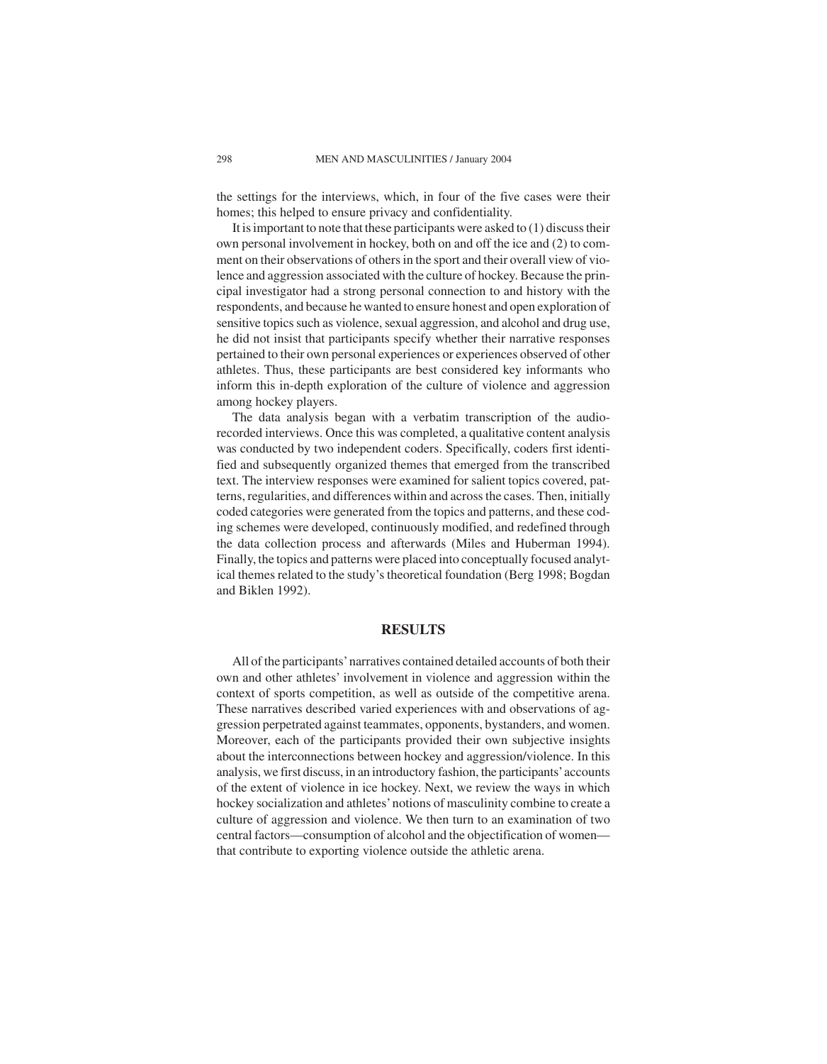the settings for the interviews, which, in four of the five cases were their homes; this helped to ensure privacy and confidentiality.

It is important to note that these participants were asked to (1) discuss their own personal involvement in hockey, both on and off the ice and (2) to comment on their observations of others in the sport and their overall view of violence and aggression associated with the culture of hockey. Because the principal investigator had a strong personal connection to and history with the respondents, and because he wanted to ensure honest and open exploration of sensitive topics such as violence, sexual aggression, and alcohol and drug use, he did not insist that participants specify whether their narrative responses pertained to their own personal experiences or experiences observed of other athletes. Thus, these participants are best considered key informants who inform this in-depth exploration of the culture of violence and aggression among hockey players.

The data analysis began with a verbatim transcription of the audio-recorded interviews. Once this was completed, a qualitative content analysis was conducted by two independent coders. Specifically, coders first identified and subsequently organized themes that emerged from the transcribed text. The interview responses were examined for salient topics covered, patterns, regularities, and differences within and across the cases. Then, initially coded categories were generated from the topics and patterns, and these coding schemes were developed, continuously modified, and redefined through the data collection process and afterwards (Miles and Huberman 1994). Finally, the topics and patterns were placed into conceptually focused analytical themes related to the study's theoretical foundation (Berg 1998; Bogdan and Biklen 1992).

## RESULTS

All of the participants' narratives contained detailed accounts of both their own and other athletes' involvement in violence and aggression within the context of sports competition, as well as outside of the competitive arena. These narratives described varied experiences with and observations of aggression perpetrated against teammates, opponents, bystanders, and women. Moreover, each of the participants provided their own subjective insights about the interconnections between hockey and aggression/violence. In this analysis, we first discuss, in an introductory fashion, the participants' accounts of the extent of violence in ice hockey. Next, we review the ways in which hockey socialization and athletes' notions of masculinity combine to create a culture of aggression and violence. We then turn to an examination of two central factors—consumption of alcohol and the objectification of women—that contribute to exporting violence outside the athletic arena.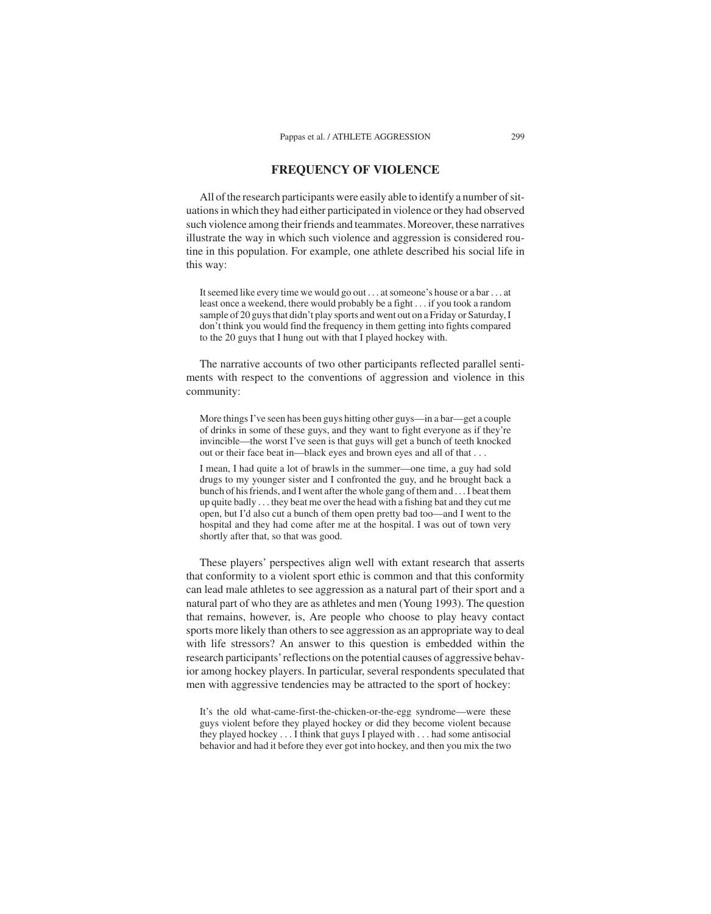## FREQUENCY OF VIOLENCE

All of the research participants were easily able to identify a number of situations in which they had either participated in violence or they had observed such violence among their friends and teammates. Moreover, these narratives illustrate the way in which such violence and aggression is considered routine in this population. For example, one athlete described his social life in this way:

> It seemed like every time we would go out . . . at someone's house or a bar . . . at least once a weekend, there would probably be a fight . . . if you took a random sample of 20 guys that didn't play sports and went out on a Friday or Saturday, I don't think you would find the frequency in them getting into fights compared to the 20 guys that I hung out with that I played hockey with.

The narrative accounts of two other participants reflected parallel sentiments with respect to the conventions of aggression and violence in this community:

> More things I've seen has been guys hitting other guys—in a bar—get a couple of drinks in some of these guys, and they want to fight everyone as if they're invincible—the worst I've seen is that guys will get a bunch of teeth knocked out or their face beat in—black eyes and brown eyes and all of that . . .
>
> I mean, I had quite a lot of brawls in the summer—one time, a guy had sold drugs to my younger sister and I confronted the guy, and he brought back a bunch of his friends, and I went after the whole gang of them and . . . I beat them up quite badly . . . they beat me over the head with a fishing bat and they cut me open, but I'd also cut a bunch of them open pretty bad too—and I went to the hospital and they had come after me at the hospital. I was out of town very shortly after that, so that was good.

These players' perspectives align well with extant research that asserts that conformity to a violent sport ethic is common and that this conformity can lead male athletes to see aggression as a natural part of their sport and a natural part of who they are as athletes and men (Young 1993). The question that remains, however, is, Are people who choose to play heavy contact sports more likely than others to see aggression as an appropriate way to deal with life stressors? An answer to this question is embedded within the research participants' reflections on the potential causes of aggressive behavior among hockey players. In particular, several respondents speculated that men with aggressive tendencies may be attracted to the sport of hockey:

> It's the old what-came-first-the-chicken-or-the-egg syndrome—were these guys violent before they played hockey or did they become violent because they played hockey . . . I think that guys I played with . . . had some antisocial behavior and had it before they ever got into hockey, and then you mix the two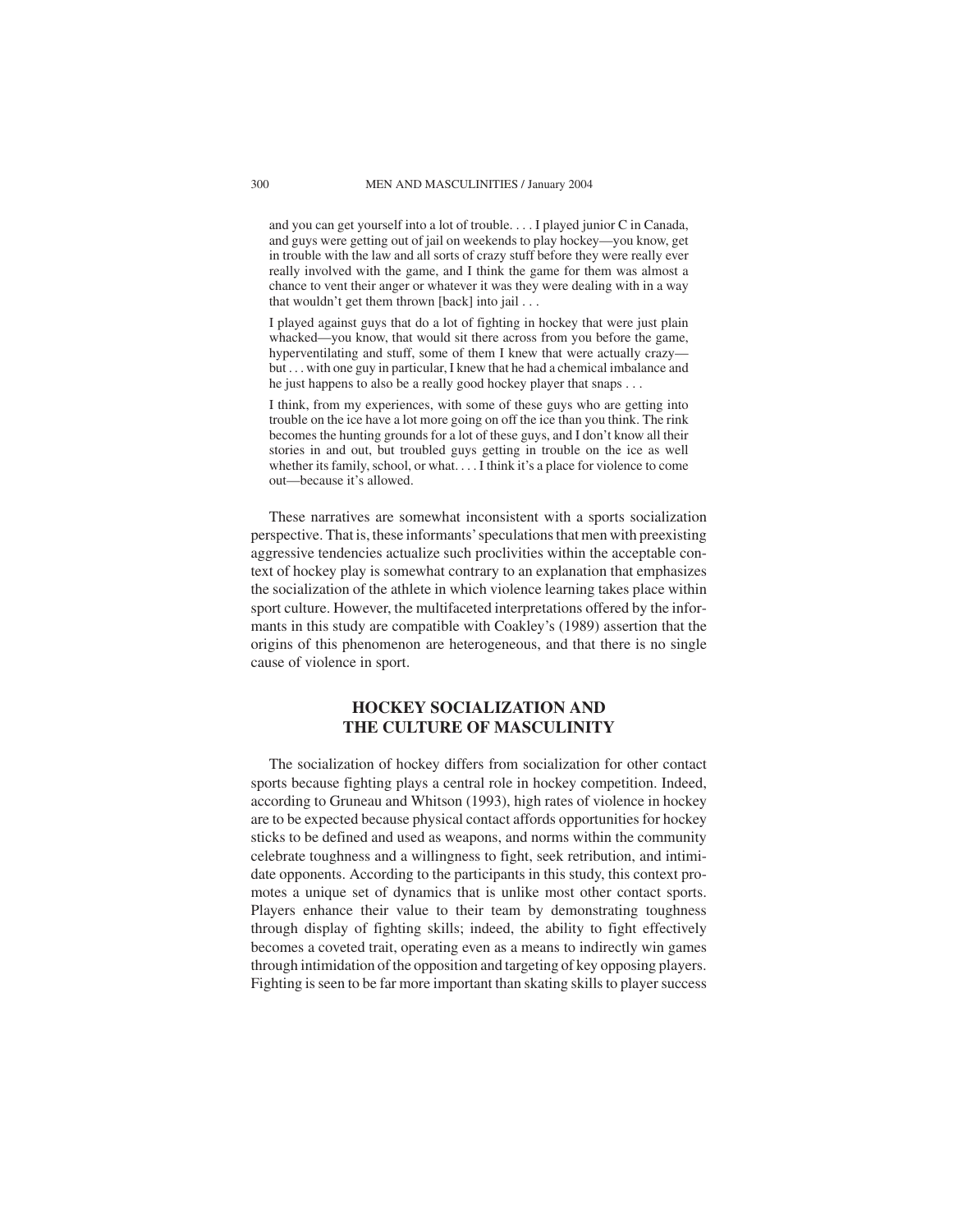> and you can get yourself into a lot of trouble. . . . I played junior C in Canada, and guys were getting out of jail on weekends to play hockey—you know, get in trouble with the law and all sorts of crazy stuff before they were really ever really involved with the game, and I think the game for them was almost a chance to vent their anger or whatever it was they were dealing with in a way that wouldn't get them thrown [back] into jail . . .

> I played against guys that do a lot of fighting in hockey that were just plain whacked—you know, that would sit there across from you before the game, hyperventilating and stuff, some of them I knew that were actually crazy—but . . . with one guy in particular, I knew that he had a chemical imbalance and he just happens to also be a really good hockey player that snaps . . .

> I think, from my experiences, with some of these guys who are getting into trouble on the ice have a lot more going on off the ice than you think. The rink becomes the hunting grounds for a lot of these guys, and I don't know all their stories in and out, but troubled guys getting in trouble on the ice as well whether its family, school, or what. . . . I think it's a place for violence to come out—because it's allowed.

These narratives are somewhat inconsistent with a sports socialization perspective. That is, these informants' speculations that men with preexisting aggressive tendencies actualize such proclivities within the acceptable context of hockey play is somewhat contrary to an explanation that emphasizes the socialization of the athlete in which violence learning takes place within sport culture. However, the multifaceted interpretations offered by the informants in this study are compatible with Coakley's (1989) assertion that the origins of this phenomenon are heterogeneous, and that there is no single cause of violence in sport.

## HOCKEY SOCIALIZATION AND THE CULTURE OF MASCULINITY

The socialization of hockey differs from socialization for other contact sports because fighting plays a central role in hockey competition. Indeed, according to Gruneau and Whitson (1993), high rates of violence in hockey are to be expected because physical contact affords opportunities for hockey sticks to be defined and used as weapons, and norms within the community celebrate toughness and a willingness to fight, seek retribution, and intimidate opponents. According to the participants in this study, this context promotes a unique set of dynamics that is unlike most other contact sports. Players enhance their value to their team by demonstrating toughness through display of fighting skills; indeed, the ability to fight effectively becomes a coveted trait, operating even as a means to indirectly win games through intimidation of the opposition and targeting of key opposing players. Fighting is seen to be far more important than skating skills to player success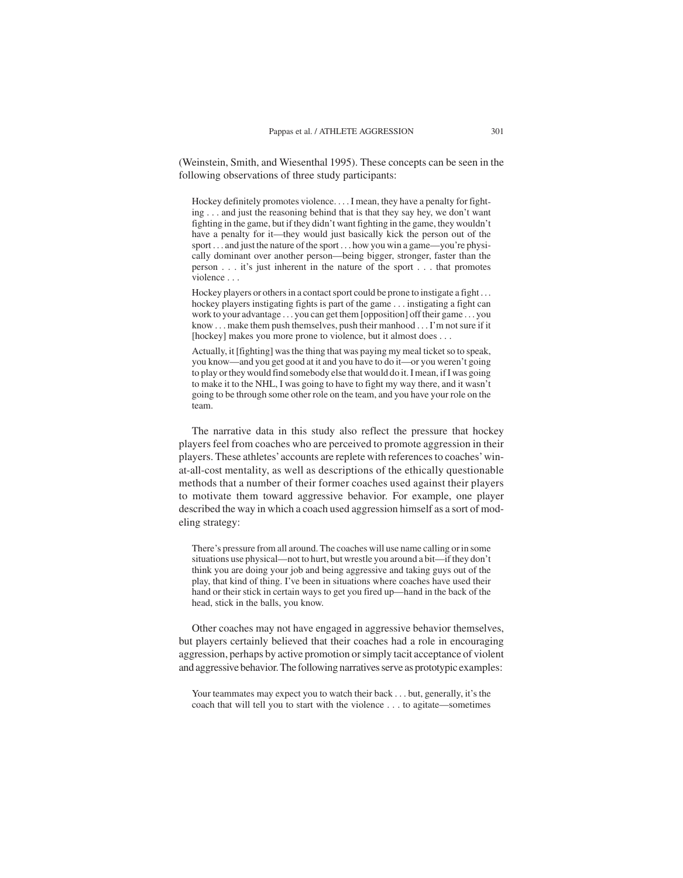(Weinstein, Smith, and Wiesenthal 1995). These concepts can be seen in the following observations of three study participants:

> Hockey definitely promotes violence. . . . I mean, they have a penalty for fighting . . . and just the reasoning behind that is that they say hey, we don't want fighting in the game, but if they didn't want fighting in the game, they wouldn't have a penalty for it—they would just basically kick the person out of the sport . . . and just the nature of the sport . . . how you win a game—you're physically dominant over another person—being bigger, stronger, faster than the person . . . it's just inherent in the nature of the sport . . . that promotes violence . . .
>
> Hockey players or others in a contact sport could be prone to instigate a fight . . . hockey players instigating fights is part of the game . . . instigating a fight can work to your advantage . . . you can get them [opposition] off their game . . . you know . . . make them push themselves, push their manhood . . . I'm not sure if it [hockey] makes you more prone to violence, but it almost does . . .
>
> Actually, it [fighting] was the thing that was paying my meal ticket so to speak, you know—and you get good at it and you have to do it—or you weren't going to play or they would find somebody else that would do it. I mean, if I was going to make it to the NHL, I was going to have to fight my way there, and it wasn't going to be through some other role on the team, and you have your role on the team.

The narrative data in this study also reflect the pressure that hockey players feel from coaches who are perceived to promote aggression in their players. These athletes' accounts are replete with references to coaches' win-at-all-cost mentality, as well as descriptions of the ethically questionable methods that a number of their former coaches used against their players to motivate them toward aggressive behavior. For example, one player described the way in which a coach used aggression himself as a sort of modeling strategy:

> There's pressure from all around. The coaches will use name calling or in some situations use physical—not to hurt, but wrestle you around a bit—if they don't think you are doing your job and being aggressive and taking guys out of the play, that kind of thing. I've been in situations where coaches have used their hand or their stick in certain ways to get you fired up—hand in the back of the head, stick in the balls, you know.

Other coaches may not have engaged in aggressive behavior themselves, but players certainly believed that their coaches had a role in encouraging aggression, perhaps by active promotion or simply tacit acceptance of violent and aggressive behavior. The following narratives serve as prototypic examples:

> Your teammates may expect you to watch their back . . . but, generally, it's the coach that will tell you to start with the violence . . . to agitate—sometimes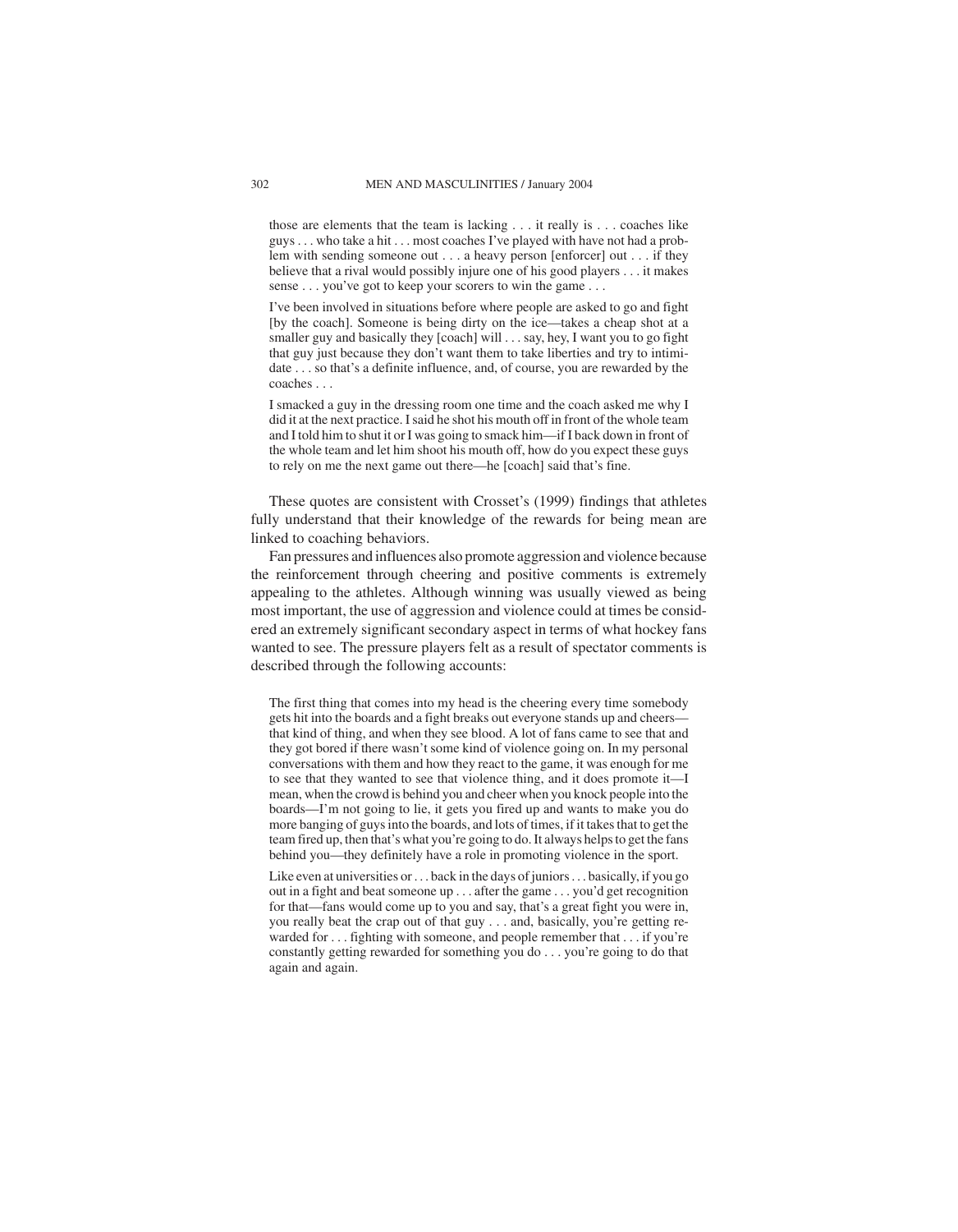> those are elements that the team is lacking . . . it really is . . . coaches like guys . . . who take a hit . . . most coaches I've played with have not had a problem with sending someone out . . . a heavy person [enforcer] out . . . if they believe that a rival would possibly injure one of his good players . . . it makes sense . . . you've got to keep your scorers to win the game . . .

> I've been involved in situations before where people are asked to go and fight [by the coach]. Someone is being dirty on the ice—takes a cheap shot at a smaller guy and basically they [coach] will . . . say, hey, I want you to go fight that guy just because they don't want them to take liberties and try to intimidate . . . so that's a definite influence, and, of course, you are rewarded by the coaches . . .

> I smacked a guy in the dressing room one time and the coach asked me why I did it at the next practice. I said he shot his mouth off in front of the whole team and I told him to shut it or I was going to smack him—if I back down in front of the whole team and let him shoot his mouth off, how do you expect these guys to rely on me the next game out there—he [coach] said that's fine.

These quotes are consistent with Crosset's (1999) findings that athletes fully understand that their knowledge of the rewards for being mean are linked to coaching behaviors.

Fan pressures and influences also promote aggression and violence because the reinforcement through cheering and positive comments is extremely appealing to the athletes. Although winning was usually viewed as being most important, the use of aggression and violence could at times be considered an extremely significant secondary aspect in terms of what hockey fans wanted to see. The pressure players felt as a result of spectator comments is described through the following accounts:

> The first thing that comes into my head is the cheering every time somebody gets hit into the boards and a fight breaks out everyone stands up and cheers—that kind of thing, and when they see blood. A lot of fans came to see that and they got bored if there wasn't some kind of violence going on. In my personal conversations with them and how they react to the game, it was enough for me to see that they wanted to see that violence thing, and it does promote it—I mean, when the crowd is behind you and cheer when you knock people into the boards—I'm not going to lie, it gets you fired up and wants to make you do more banging of guys into the boards, and lots of times, if it takes that to get the team fired up, then that's what you're going to do. It always helps to get the fans behind you—they definitely have a role in promoting violence in the sport.

> Like even at universities or . . . back in the days of juniors . . . basically, if you go out in a fight and beat someone up . . . after the game . . . you'd get recognition for that—fans would come up to you and say, that's a great fight you were in, you really beat the crap out of that guy . . . and, basically, you're getting rewarded for . . . fighting with someone, and people remember that . . . if you're constantly getting rewarded for something you do . . . you're going to do that again and again.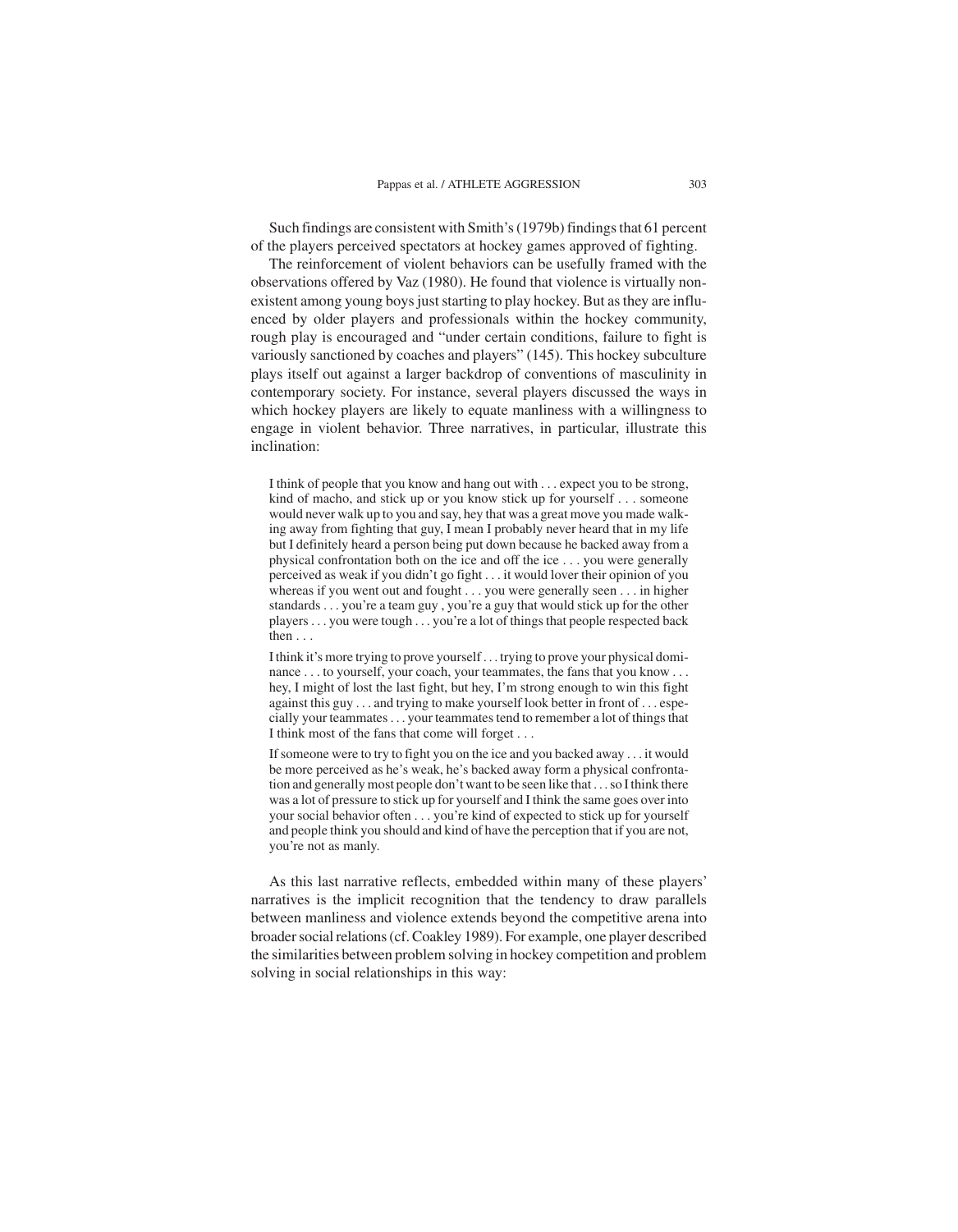Such findings are consistent with Smith's (1979b) findings that 61 percent of the players perceived spectators at hockey games approved of fighting.

The reinforcement of violent behaviors can be usefully framed with the observations offered by Vaz (1980). He found that violence is virtually nonexistent among young boys just starting to play hockey. But as they are influenced by older players and professionals within the hockey community, rough play is encouraged and "under certain conditions, failure to fight is variously sanctioned by coaches and players" (145). This hockey subculture plays itself out against a larger backdrop of conventions of masculinity in contemporary society. For instance, several players discussed the ways in which hockey players are likely to equate manliness with a willingness to engage in violent behavior. Three narratives, in particular, illustrate this inclination:

> I think of people that you know and hang out with . . . expect you to be strong, kind of macho, and stick up or you know stick up for yourself . . . someone would never walk up to you and say, hey that was a great move you made walking away from fighting that guy, I mean I probably never heard that in my life but I definitely heard a person being put down because he backed away from a physical confrontation both on the ice and off the ice . . . you were generally perceived as weak if you didn't go fight . . . it would lover their opinion of you whereas if you went out and fought . . . you were generally seen . . . in higher standards . . . you're a team guy , you're a guy that would stick up for the other players . . . you were tough . . . you're a lot of things that people respected back then . . .

> I think it's more trying to prove yourself . . . trying to prove your physical dominance . . . to yourself, your coach, your teammates, the fans that you know . . . hey, I might of lost the last fight, but hey, I'm strong enough to win this fight against this guy . . . and trying to make yourself look better in front of . . . especially your teammates . . . your teammates tend to remember a lot of things that I think most of the fans that come will forget . . .

> If someone were to try to fight you on the ice and you backed away . . . it would be more perceived as he's weak, he's backed away form a physical confrontation and generally most people don't want to be seen like that . . . so I think there was a lot of pressure to stick up for yourself and I think the same goes over into your social behavior often . . . you're kind of expected to stick up for yourself and people think you should and kind of have the perception that if you are not, you're not as manly.

As this last narrative reflects, embedded within many of these players' narratives is the implicit recognition that the tendency to draw parallels between manliness and violence extends beyond the competitive arena into broader social relations (cf. Coakley 1989). For example, one player described the similarities between problem solving in hockey competition and problem solving in social relationships in this way: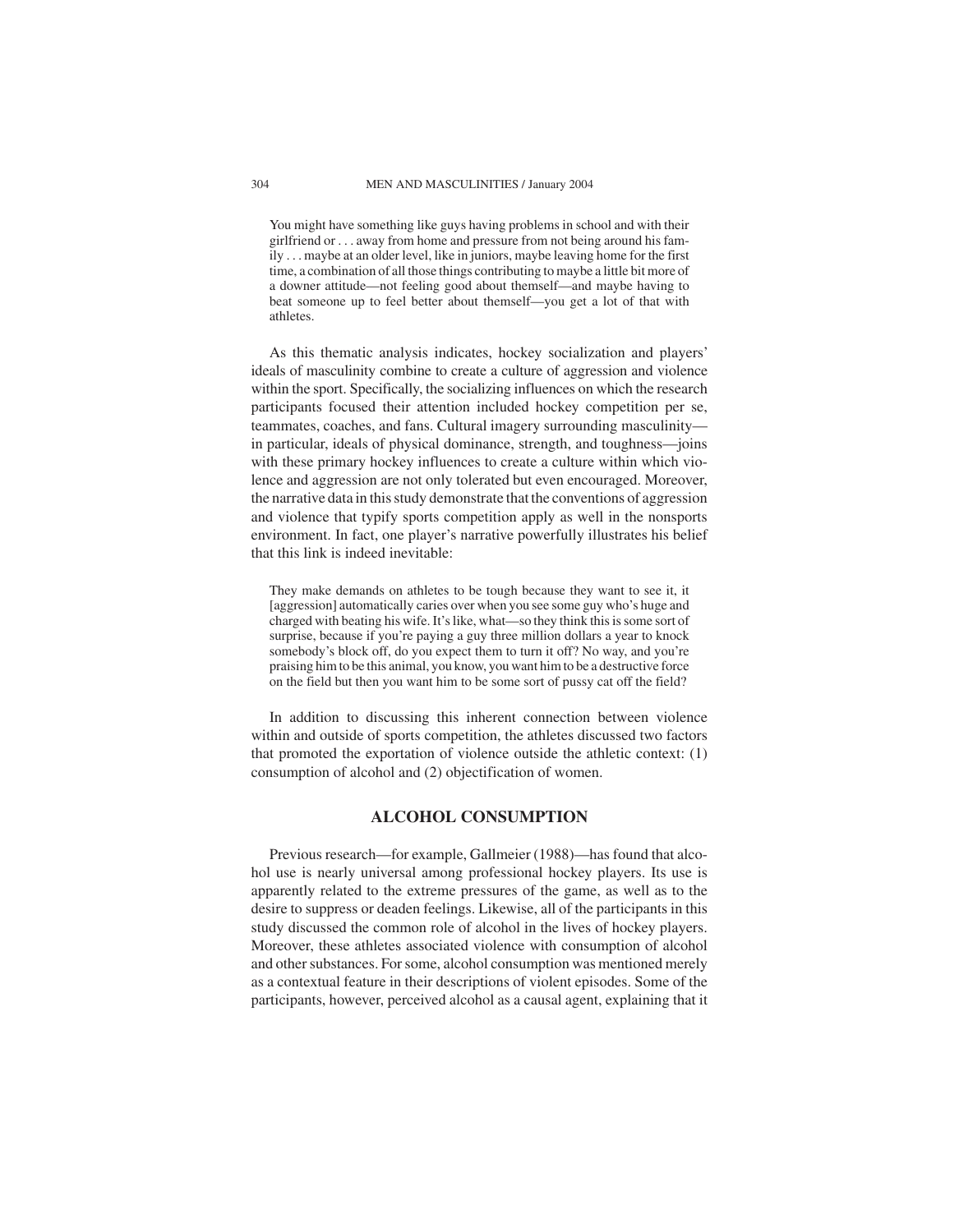> You might have something like guys having problems in school and with their girlfriend or . . . away from home and pressure from not being around his family . . . maybe at an older level, like in juniors, maybe leaving home for the first time, a combination of all those things contributing to maybe a little bit more of a downer attitude—not feeling good about themself—and maybe having to beat someone up to feel better about themself—you get a lot of that with athletes.

As this thematic analysis indicates, hockey socialization and players' ideals of masculinity combine to create a culture of aggression and violence within the sport. Specifically, the socializing influences on which the research participants focused their attention included hockey competition per se, teammates, coaches, and fans. Cultural imagery surrounding masculinity—in particular, ideals of physical dominance, strength, and toughness—joins with these primary hockey influences to create a culture within which violence and aggression are not only tolerated but even encouraged. Moreover, the narrative data in this study demonstrate that the conventions of aggression and violence that typify sports competition apply as well in the nonsports environment. In fact, one player's narrative powerfully illustrates his belief that this link is indeed inevitable:

> They make demands on athletes to be tough because they want to see it, it [aggression] automatically caries over when you see some guy who's huge and charged with beating his wife. It's like, what—so they think this is some sort of surprise, because if you're paying a guy three million dollars a year to knock somebody's block off, do you expect them to turn it off? No way, and you're praising him to be this animal, you know, you want him to be a destructive force on the field but then you want him to be some sort of pussy cat off the field?

In addition to discussing this inherent connection between violence within and outside of sports competition, the athletes discussed two factors that promoted the exportation of violence outside the athletic context: (1) consumption of alcohol and (2) objectification of women.

## ALCOHOL CONSUMPTION

Previous research—for example, Gallmeier (1988)—has found that alcohol use is nearly universal among professional hockey players. Its use is apparently related to the extreme pressures of the game, as well as to the desire to suppress or deaden feelings. Likewise, all of the participants in this study discussed the common role of alcohol in the lives of hockey players. Moreover, these athletes associated violence with consumption of alcohol and other substances. For some, alcohol consumption was mentioned merely as a contextual feature in their descriptions of violent episodes. Some of the participants, however, perceived alcohol as a causal agent, explaining that it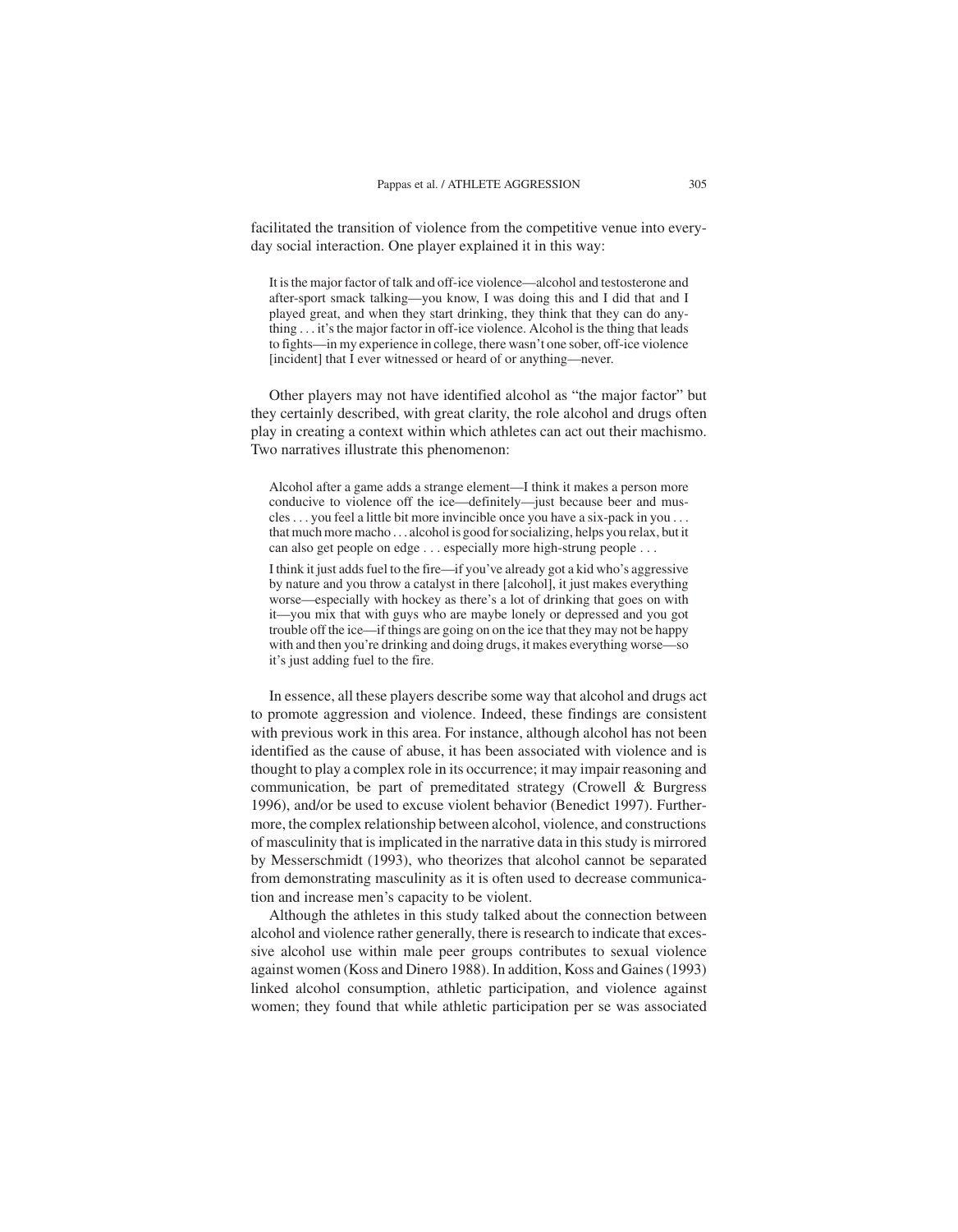facilitated the transition of violence from the competitive venue into everyday social interaction. One player explained it in this way:

> It is the major factor of talk and off-ice violence—alcohol and testosterone and after-sport smack talking—you know, I was doing this and I did that and I played great, and when they start drinking, they think that they can do anything . . . it's the major factor in off-ice violence. Alcohol is the thing that leads to fights—in my experience in college, there wasn't one sober, off-ice violence [incident] that I ever witnessed or heard of or anything—never.

Other players may not have identified alcohol as "the major factor" but they certainly described, with great clarity, the role alcohol and drugs often play in creating a context within which athletes can act out their machismo. Two narratives illustrate this phenomenon:

> Alcohol after a game adds a strange element—I think it makes a person more conducive to violence off the ice—definitely—just because beer and muscles . . . you feel a little bit more invincible once you have a six-pack in you . . . that much more macho . . . alcohol is good for socializing, helps you relax, but it can also get people on edge . . . especially more high-strung people . . .
>
> I think it just adds fuel to the fire—if you've already got a kid who's aggressive by nature and you throw a catalyst in there [alcohol], it just makes everything worse—especially with hockey as there's a lot of drinking that goes on with it—you mix that with guys who are maybe lonely or depressed and you got trouble off the ice—if things are going on on the ice that they may not be happy with and then you're drinking and doing drugs, it makes everything worse—so it's just adding fuel to the fire.

In essence, all these players describe some way that alcohol and drugs act to promote aggression and violence. Indeed, these findings are consistent with previous work in this area. For instance, although alcohol has not been identified as the cause of abuse, it has been associated with violence and is thought to play a complex role in its occurrence; it may impair reasoning and communication, be part of premeditated strategy (Crowell & Burgress 1996), and/or be used to excuse violent behavior (Benedict 1997). Furthermore, the complex relationship between alcohol, violence, and constructions of masculinity that is implicated in the narrative data in this study is mirrored by Messerschmidt (1993), who theorizes that alcohol cannot be separated from demonstrating masculinity as it is often used to decrease communication and increase men's capacity to be violent.

Although the athletes in this study talked about the connection between alcohol and violence rather generally, there is research to indicate that excessive alcohol use within male peer groups contributes to sexual violence against women (Koss and Dinero 1988). In addition, Koss and Gaines (1993) linked alcohol consumption, athletic participation, and violence against women; they found that while athletic participation per se was associated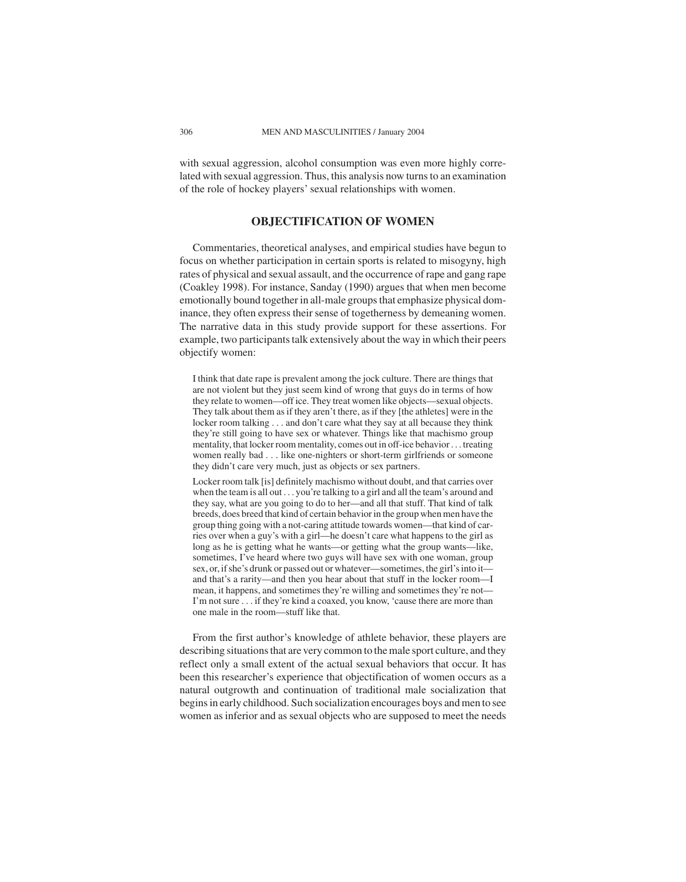with sexual aggression, alcohol consumption was even more highly correlated with sexual aggression. Thus, this analysis now turns to an examination of the role of hockey players' sexual relationships with women.

## OBJECTIFICATION OF WOMEN

Commentaries, theoretical analyses, and empirical studies have begun to focus on whether participation in certain sports is related to misogyny, high rates of physical and sexual assault, and the occurrence of rape and gang rape (Coakley 1998). For instance, Sanday (1990) argues that when men become emotionally bound together in all-male groups that emphasize physical dominance, they often express their sense of togetherness by demeaning women. The narrative data in this study provide support for these assertions. For example, two participants talk extensively about the way in which their peers objectify women:

> I think that date rape is prevalent among the jock culture. There are things that are not violent but they just seem kind of wrong that guys do in terms of how they relate to women—off ice. They treat women like objects—sexual objects. They talk about them as if they aren't there, as if they [the athletes] were in the locker room talking . . . and don't care what they say at all because they think they're still going to have sex or whatever. Things like that machismo group mentality, that locker room mentality, comes out in off-ice behavior . . . treating women really bad . . . like one-nighters or short-term girlfriends or someone they didn't care very much, just as objects or sex partners.
>
> Locker room talk [is] definitely machismo without doubt, and that carries over when the team is all out . . . you're talking to a girl and all the team's around and they say, what are you going to do to her—and all that stuff. That kind of talk breeds, does breed that kind of certain behavior in the group when men have the group thing going with a not-caring attitude towards women—that kind of carries over when a guy's with a girl—he doesn't care what happens to the girl as long as he is getting what he wants—or getting what the group wants—like, sometimes, I've heard where two guys will have sex with one woman, group sex, or, if she's drunk or passed out or whatever—sometimes, the girl's into it—and that's a rarity—and then you hear about that stuff in the locker room—I mean, it happens, and sometimes they're willing and sometimes they're not—I'm not sure . . . if they're kind a coaxed, you know, 'cause there are more than one male in the room—stuff like that.

From the first author's knowledge of athlete behavior, these players are describing situations that are very common to the male sport culture, and they reflect only a small extent of the actual sexual behaviors that occur. It has been this researcher's experience that objectification of women occurs as a natural outgrowth and continuation of traditional male socialization that begins in early childhood. Such socialization encourages boys and men to see women as inferior and as sexual objects who are supposed to meet the needs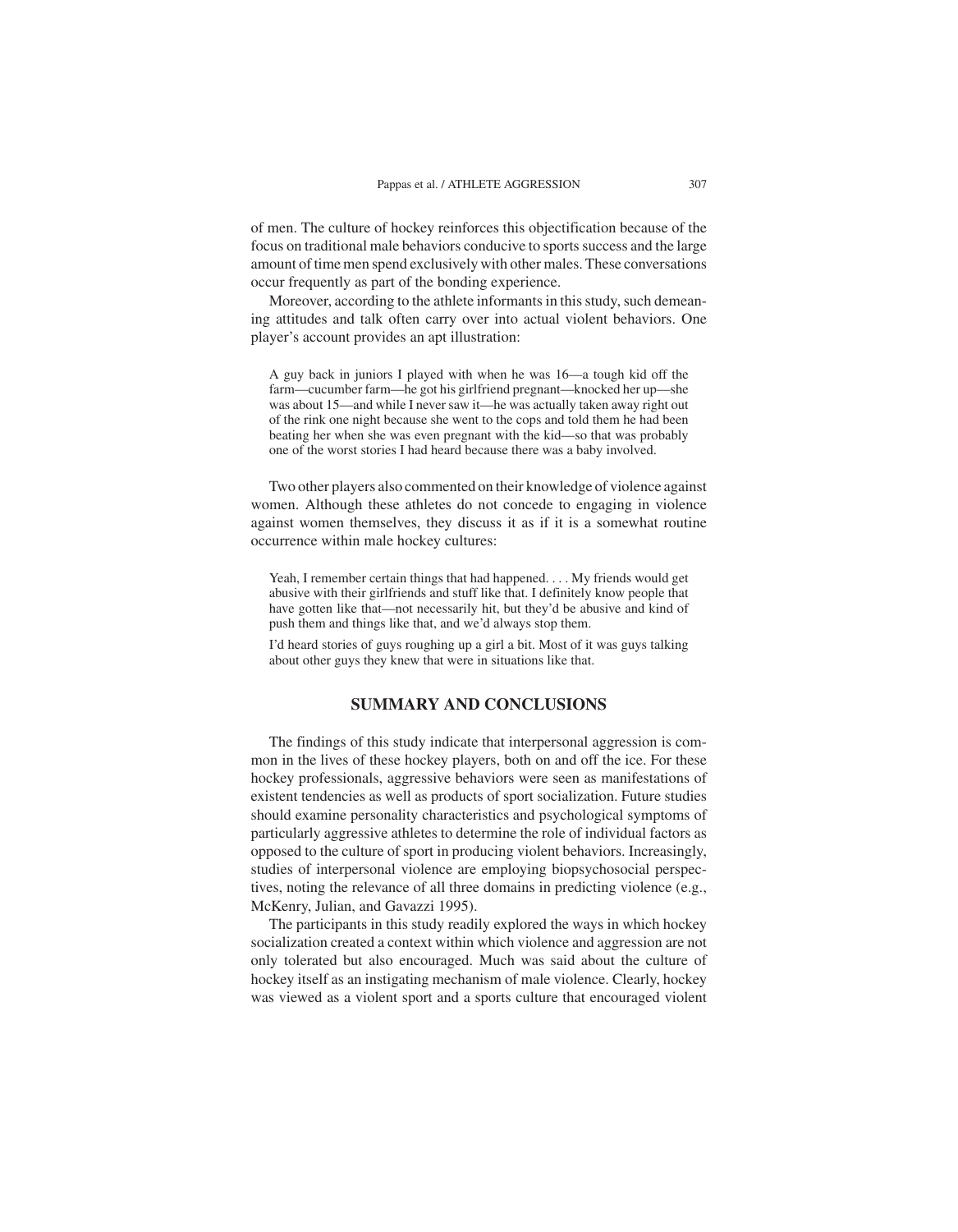of men. The culture of hockey reinforces this objectification because of the focus on traditional male behaviors conducive to sports success and the large amount of time men spend exclusively with other males. These conversations occur frequently as part of the bonding experience.

Moreover, according to the athlete informants in this study, such demeaning attitudes and talk often carry over into actual violent behaviors. One player's account provides an apt illustration:

> A guy back in juniors I played with when he was 16—a tough kid off the farm—cucumber farm—he got his girlfriend pregnant—knocked her up—she was about 15—and while I never saw it—he was actually taken away right out of the rink one night because she went to the cops and told them he had been beating her when she was even pregnant with the kid—so that was probably one of the worst stories I had heard because there was a baby involved.

Two other players also commented on their knowledge of violence against women. Although these athletes do not concede to engaging in violence against women themselves, they discuss it as if it is a somewhat routine occurrence within male hockey cultures:

> Yeah, I remember certain things that had happened. . . . My friends would get abusive with their girlfriends and stuff like that. I definitely know people that have gotten like that—not necessarily hit, but they'd be abusive and kind of push them and things like that, and we'd always stop them.
>
> I'd heard stories of guys roughing up a girl a bit. Most of it was guys talking about other guys they knew that were in situations like that.

## SUMMARY AND CONCLUSIONS

The findings of this study indicate that interpersonal aggression is common in the lives of these hockey players, both on and off the ice. For these hockey professionals, aggressive behaviors were seen as manifestations of existent tendencies as well as products of sport socialization. Future studies should examine personality characteristics and psychological symptoms of particularly aggressive athletes to determine the role of individual factors as opposed to the culture of sport in producing violent behaviors. Increasingly, studies of interpersonal violence are employing biopsychosocial perspectives, noting the relevance of all three domains in predicting violence (e.g., McKenry, Julian, and Gavazzi 1995).

The participants in this study readily explored the ways in which hockey socialization created a context within which violence and aggression are not only tolerated but also encouraged. Much was said about the culture of hockey itself as an instigating mechanism of male violence. Clearly, hockey was viewed as a violent sport and a sports culture that encouraged violent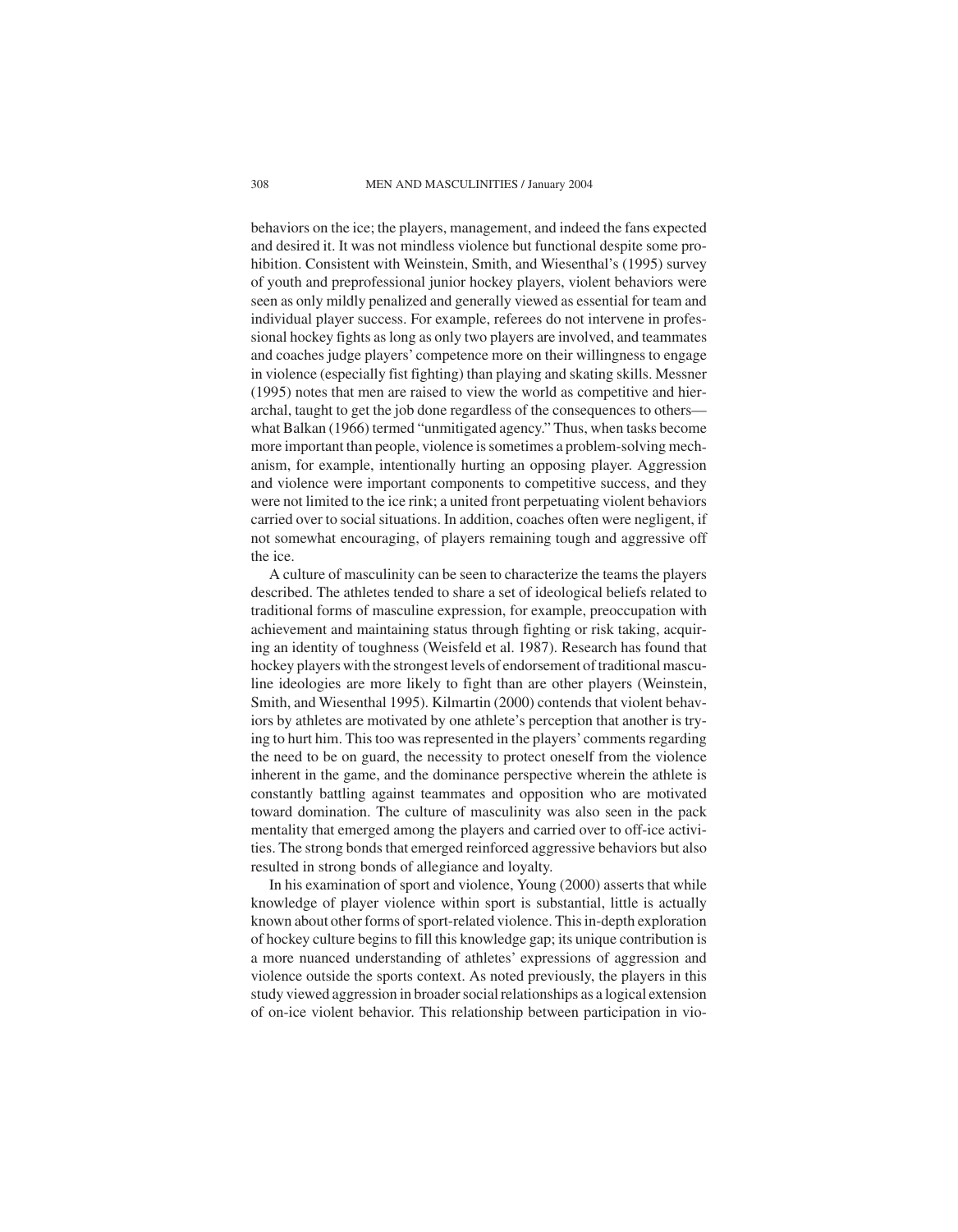behaviors on the ice; the players, management, and indeed the fans expected and desired it. It was not mindless violence but functional despite some prohibition. Consistent with Weinstein, Smith, and Wiesenthal's (1995) survey of youth and preprofessional junior hockey players, violent behaviors were seen as only mildly penalized and generally viewed as essential for team and individual player success. For example, referees do not intervene in professional hockey fights as long as only two players are involved, and teammates and coaches judge players' competence more on their willingness to engage in violence (especially fist fighting) than playing and skating skills. Messner (1995) notes that men are raised to view the world as competitive and hierarchal, taught to get the job done regardless of the consequences to others—what Balkan (1966) termed "unmitigated agency." Thus, when tasks become more important than people, violence is sometimes a problem-solving mechanism, for example, intentionally hurting an opposing player. Aggression and violence were important components to competitive success, and they were not limited to the ice rink; a united front perpetuating violent behaviors carried over to social situations. In addition, coaches often were negligent, if not somewhat encouraging, of players remaining tough and aggressive off the ice.

A culture of masculinity can be seen to characterize the teams the players described. The athletes tended to share a set of ideological beliefs related to traditional forms of masculine expression, for example, preoccupation with achievement and maintaining status through fighting or risk taking, acquiring an identity of toughness (Weisfeld et al. 1987). Research has found that hockey players with the strongest levels of endorsement of traditional masculine ideologies are more likely to fight than are other players (Weinstein, Smith, and Wiesenthal 1995). Kilmartin (2000) contends that violent behaviors by athletes are motivated by one athlete's perception that another is trying to hurt him. This too was represented in the players' comments regarding the need to be on guard, the necessity to protect oneself from the violence inherent in the game, and the dominance perspective wherein the athlete is constantly battling against teammates and opposition who are motivated toward domination. The culture of masculinity was also seen in the pack mentality that emerged among the players and carried over to off-ice activities. The strong bonds that emerged reinforced aggressive behaviors but also resulted in strong bonds of allegiance and loyalty.

In his examination of sport and violence, Young (2000) asserts that while knowledge of player violence within sport is substantial, little is actually known about other forms of sport-related violence. This in-depth exploration of hockey culture begins to fill this knowledge gap; its unique contribution is a more nuanced understanding of athletes' expressions of aggression and violence outside the sports context. As noted previously, the players in this study viewed aggression in broader social relationships as a logical extension of on-ice violent behavior. This relationship between participation in vio-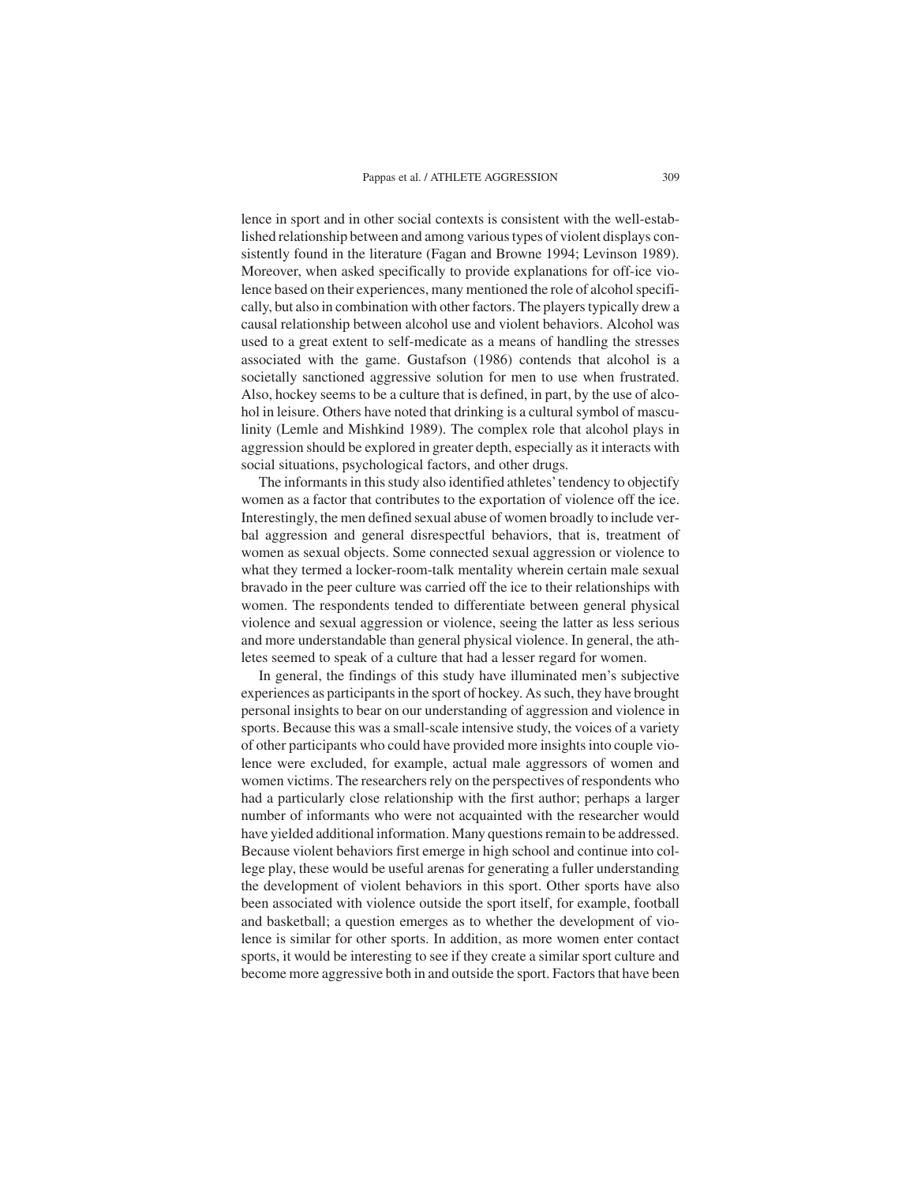lence in sport and in other social contexts is consistent with the well-established relationship between and among various types of violent displays consistently found in the literature (Fagan and Browne 1994; Levinson 1989). Moreover, when asked specifically to provide explanations for off-ice violence based on their experiences, many mentioned the role of alcohol specifically, but also in combination with other factors. The players typically drew a causal relationship between alcohol use and violent behaviors. Alcohol was used to a great extent to self-medicate as a means of handling the stresses associated with the game. Gustafson (1986) contends that alcohol is a societally sanctioned aggressive solution for men to use when frustrated. Also, hockey seems to be a culture that is defined, in part, by the use of alcohol in leisure. Others have noted that drinking is a cultural symbol of masculinity (Lemle and Mishkind 1989). The complex role that alcohol plays in aggression should be explored in greater depth, especially as it interacts with social situations, psychological factors, and other drugs.

The informants in this study also identified athletes' tendency to objectify women as a factor that contributes to the exportation of violence off the ice. Interestingly, the men defined sexual abuse of women broadly to include verbal aggression and general disrespectful behaviors, that is, treatment of women as sexual objects. Some connected sexual aggression or violence to what they termed a locker-room-talk mentality wherein certain male sexual bravado in the peer culture was carried off the ice to their relationships with women. The respondents tended to differentiate between general physical violence and sexual aggression or violence, seeing the latter as less serious and more understandable than general physical violence. In general, the athletes seemed to speak of a culture that had a lesser regard for women.

In general, the findings of this study have illuminated men's subjective experiences as participants in the sport of hockey. As such, they have brought personal insights to bear on our understanding of aggression and violence in sports. Because this was a small-scale intensive study, the voices of a variety of other participants who could have provided more insights into couple violence were excluded, for example, actual male aggressors of women and women victims. The researchers rely on the perspectives of respondents who had a particularly close relationship with the first author; perhaps a larger number of informants who were not acquainted with the researcher would have yielded additional information. Many questions remain to be addressed. Because violent behaviors first emerge in high school and continue into college play, these would be useful arenas for generating a fuller understanding the development of violent behaviors in this sport. Other sports have also been associated with violence outside the sport itself, for example, football and basketball; a question emerges as to whether the development of violence is similar for other sports. In addition, as more women enter contact sports, it would be interesting to see if they create a similar sport culture and become more aggressive both in and outside the sport. Factors that have been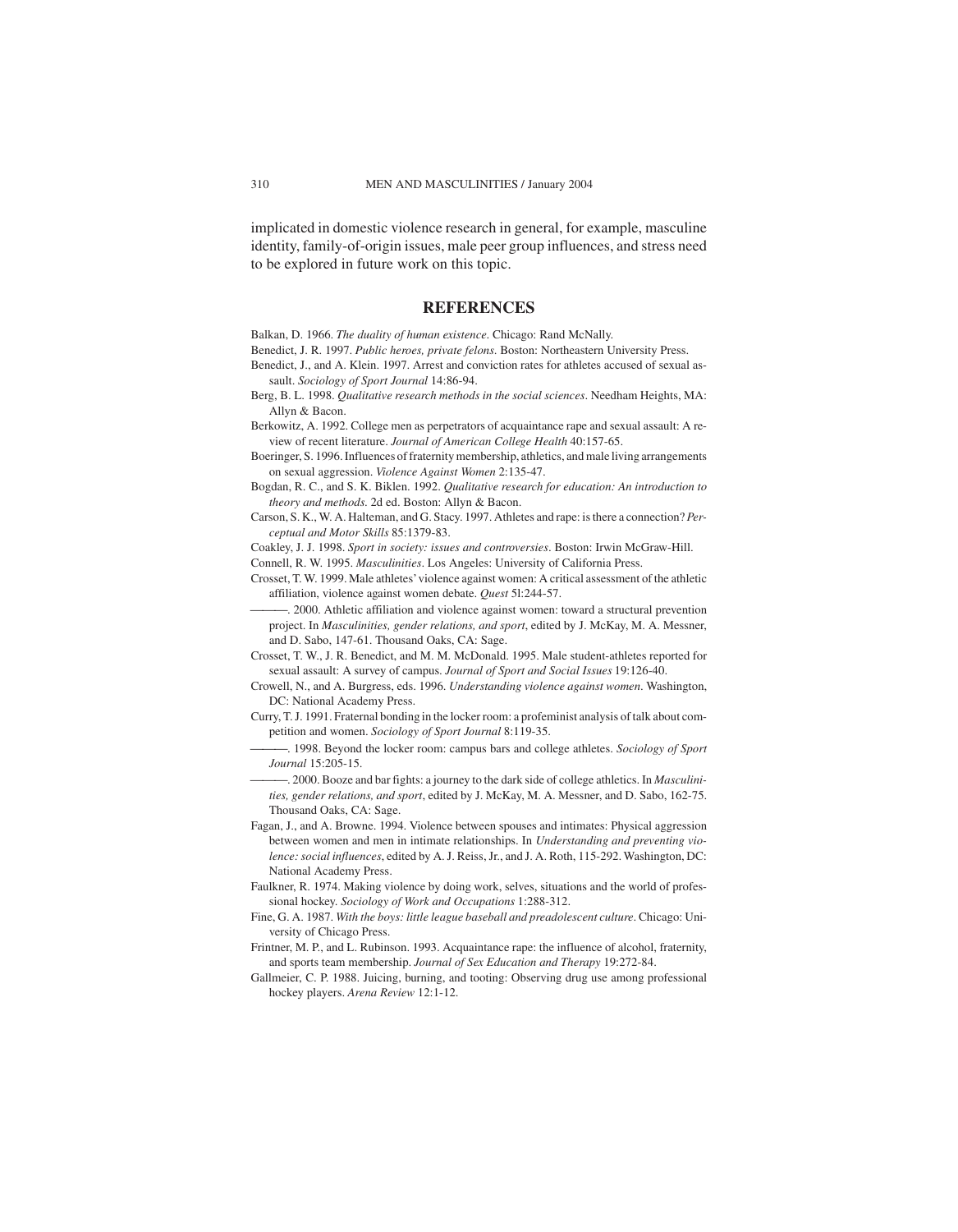implicated in domestic violence research in general, for example, masculine identity, family-of-origin issues, male peer group influences, and stress need to be explored in future work on this topic.

## REFERENCES

Balkan, D. 1966. *The duality of human existence*. Chicago: Rand McNally.

Benedict, J. R. 1997. *Public heroes, private felons*. Boston: Northeastern University Press.

Benedict, J., and A. Klein. 1997. Arrest and conviction rates for athletes accused of sexual assault. *Sociology of Sport Journal* 14:86-94.

Berg, B. L. 1998. *Qualitative research methods in the social sciences*. Needham Heights, MA: Allyn & Bacon.

Berkowitz, A. 1992. College men as perpetrators of acquaintance rape and sexual assault: A review of recent literature. *Journal of American College Health* 40:157-65.

Boeringer, S. 1996. Influences of fraternity membership, athletics, and male living arrangements on sexual aggression. *Violence Against Women* 2:135-47.

Bogdan, R. C., and S. K. Biklen. 1992. *Qualitative research for education: An introduction to theory and methods*. 2d ed. Boston: Allyn & Bacon.

Carson, S. K., W. A. Halteman, and G. Stacy. 1997. Athletes and rape: is there a connection? *Perceptual and Motor Skills* 85:1379-83.

Coakley, J. J. 1998. *Sport in society: issues and controversies*. Boston: Irwin McGraw-Hill.

Connell, R. W. 1995. *Masculinities*. Los Angeles: University of California Press.

Crosset, T. W. 1999. Male athletes' violence against women: A critical assessment of the athletic affiliation, violence against women debate. *Quest* 5l:244-57.

———. 2000. Athletic affiliation and violence against women: toward a structural prevention project. In *Masculinities, gender relations, and sport*, edited by J. McKay, M. A. Messner, and D. Sabo, 147-61. Thousand Oaks, CA: Sage.

Crosset, T. W., J. R. Benedict, and M. M. McDonald. 1995. Male student-athletes reported for sexual assault: A survey of campus. *Journal of Sport and Social Issues* 19:126-40.

Crowell, N., and A. Burgress, eds. 1996. *Understanding violence against women*. Washington, DC: National Academy Press.

Curry, T. J. 1991. Fraternal bonding in the locker room: a profeminist analysis of talk about competition and women. *Sociology of Sport Journal* 8:119-35.

———. 1998. Beyond the locker room: campus bars and college athletes. *Sociology of Sport Journal* 15:205-15.

———. 2000. Booze and bar fights: a journey to the dark side of college athletics. In *Masculinities, gender relations, and sport*, edited by J. McKay, M. A. Messner, and D. Sabo, 162-75. Thousand Oaks, CA: Sage.

Fagan, J., and A. Browne. 1994. Violence between spouses and intimates: Physical aggression between women and men in intimate relationships. In *Understanding and preventing violence: social influences*, edited by A. J. Reiss, Jr., and J. A. Roth, 115-292. Washington, DC: National Academy Press.

Faulkner, R. 1974. Making violence by doing work, selves, situations and the world of professional hockey. *Sociology of Work and Occupations* 1:288-312.

Fine, G. A. 1987. *With the boys: little league baseball and preadolescent culture*. Chicago: University of Chicago Press.

Frintner, M. P., and L. Rubinson. 1993. Acquaintance rape: the influence of alcohol, fraternity, and sports team membership. *Journal of Sex Education and Therapy* 19:272-84.

Gallmeier, C. P. 1988. Juicing, burning, and tooting: Observing drug use among professional hockey players. *Arena Review* 12:1-12.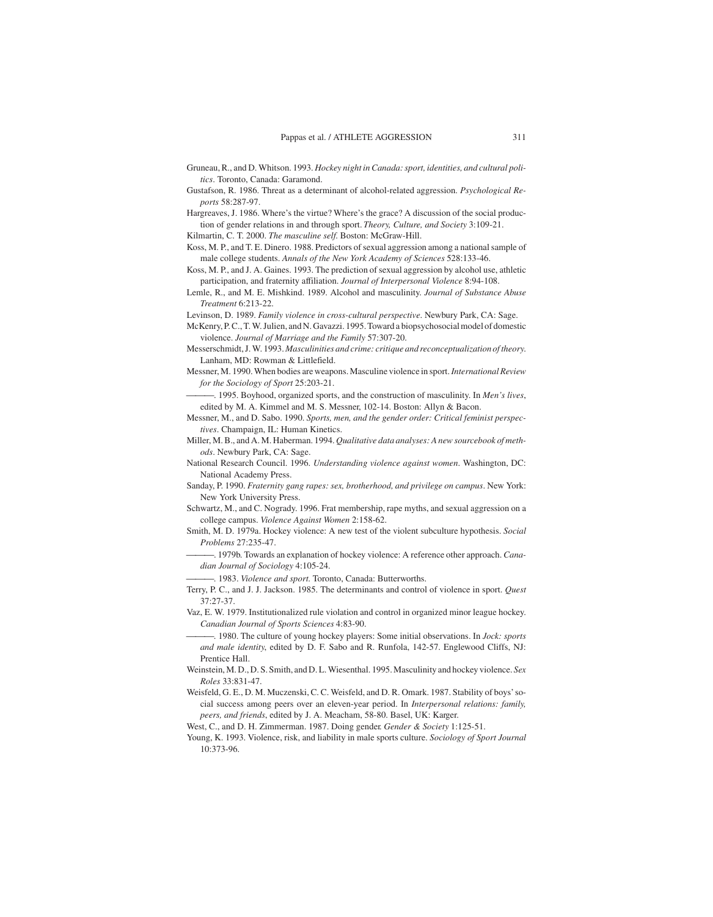Gruneau, R., and D. Whitson. 1993. *Hockey night in Canada: sport, identities, and cultural politics*. Toronto, Canada: Garamond.

Gustafson, R. 1986. Threat as a determinant of alcohol-related aggression. *Psychological Reports* 58:287-97.

Hargreaves, J. 1986. Where's the virtue? Where's the grace? A discussion of the social production of gender relations in and through sport. *Theory, Culture, and Society* 3:109-21.

Kilmartin, C. T. 2000. *The masculine self*. Boston: McGraw-Hill.

Koss, M. P., and T. E. Dinero. 1988. Predictors of sexual aggression among a national sample of male college students. *Annals of the New York Academy of Sciences* 528:133-46.

Koss, M. P., and J. A. Gaines. 1993. The prediction of sexual aggression by alcohol use, athletic participation, and fraternity affiliation. *Journal of Interpersonal Violence* 8:94-108.

Lemle, R., and M. E. Mishkind. 1989. Alcohol and masculinity. *Journal of Substance Abuse Treatment* 6:213-22.

Levinson, D. 1989. *Family violence in cross-cultural perspective*. Newbury Park, CA: Sage.

McKenry, P. C., T. W. Julien, and N. Gavazzi. 1995. Toward a biopsychosocial model of domestic violence. *Journal of Marriage and the Family* 57:307-20.

Messerschmidt, J. W. 1993. *Masculinities and crime: critique and reconceptualization of theory*. Lanham, MD: Rowman & Littlefield.

Messner, M. 1990. When bodies are weapons. Masculine violence in sport. *International Review for the Sociology of Sport* 25:203-21.

———. 1995. Boyhood, organized sports, and the construction of masculinity. In *Men's lives*, edited by M. A. Kimmel and M. S. Messner, 102-14. Boston: Allyn & Bacon.

Messner, M., and D. Sabo. 1990. *Sports, men, and the gender order: Critical feminist perspectives*. Champaign, IL: Human Kinetics.

Miller, M. B., and A. M. Haberman. 1994. *Qualitative data analyses: A new sourcebook of methods*. Newbury Park, CA: Sage.

National Research Council. 1996. *Understanding violence against women*. Washington, DC: National Academy Press.

Sanday, P. 1990. *Fraternity gang rapes: sex, brotherhood, and privilege on campus*. New York: New York University Press.

Schwartz, M., and C. Nogrady. 1996. Frat membership, rape myths, and sexual aggression on a college campus. *Violence Against Women* 2:158-62.

Smith, M. D. 1979a. Hockey violence: A new test of the violent subculture hypothesis. *Social Problems* 27:235-47.

———. 1979b. Towards an explanation of hockey violence: A reference other approach. *Canadian Journal of Sociology* 4:105-24.

———. 1983. *Violence and sport*. Toronto, Canada: Butterworths.

Terry, P. C., and J. J. Jackson. 1985. The determinants and control of violence in sport. *Quest* 37:27-37.

Vaz, E. W. 1979. Institutionalized rule violation and control in organized minor league hockey. *Canadian Journal of Sports Sciences* 4:83-90.

———. 1980. The culture of young hockey players: Some initial observations. In *Jock: sports and male identity*, edited by D. F. Sabo and R. Runfola, 142-57. Englewood Cliffs, NJ: Prentice Hall.

Weinstein, M. D., D. S. Smith, and D. L. Wiesenthal. 1995. Masculinity and hockey violence. *Sex Roles* 33:831-47.

Weisfeld, G. E., D. M. Muczenski, C. C. Weisfeld, and D. R. Omark. 1987. Stability of boys' social success among peers over an eleven-year period. In *Interpersonal relations: family, peers, and friends*, edited by J. A. Meacham, 58-80. Basel, UK: Karger.

West, C., and D. H. Zimmerman. 1987. Doing gender. *Gender & Society* 1:125-51.

Young, K. 1993. Violence, risk, and liability in male sports culture. *Sociology of Sport Journal* 10:373-96.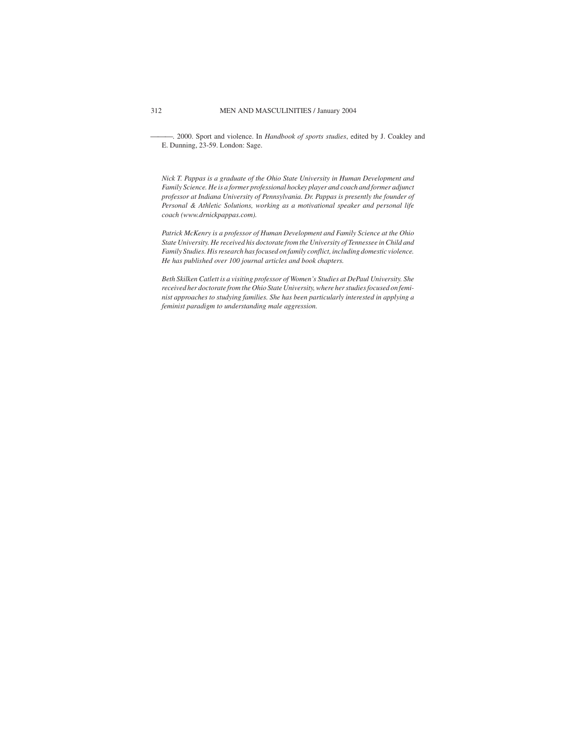———. 2000. Sport and violence. In *Handbook of sports studies*, edited by J. Coakley and E. Dunning, 23-59. London: Sage.

*Nick T. Pappas is a graduate of the Ohio State University in Human Development and Family Science. He is a former professional hockey player and coach and former adjunct professor at Indiana University of Pennsylvania. Dr. Pappas is presently the founder of Personal & Athletic Solutions, working as a motivational speaker and personal life coach (www.drnickpappas.com).*

*Patrick McKenry is a professor of Human Development and Family Science at the Ohio State University. He received his doctorate from the University of Tennessee in Child and Family Studies. His research has focused on family conflict, including domestic violence. He has published over 100 journal articles and book chapters.*

*Beth Skilken Catlett is a visiting professor of Women's Studies at DePaul University. She received her doctorate from the Ohio State University, where her studies focused on feminist approaches to studying families. She has been particularly interested in applying a feminist paradigm to understanding male aggression.*